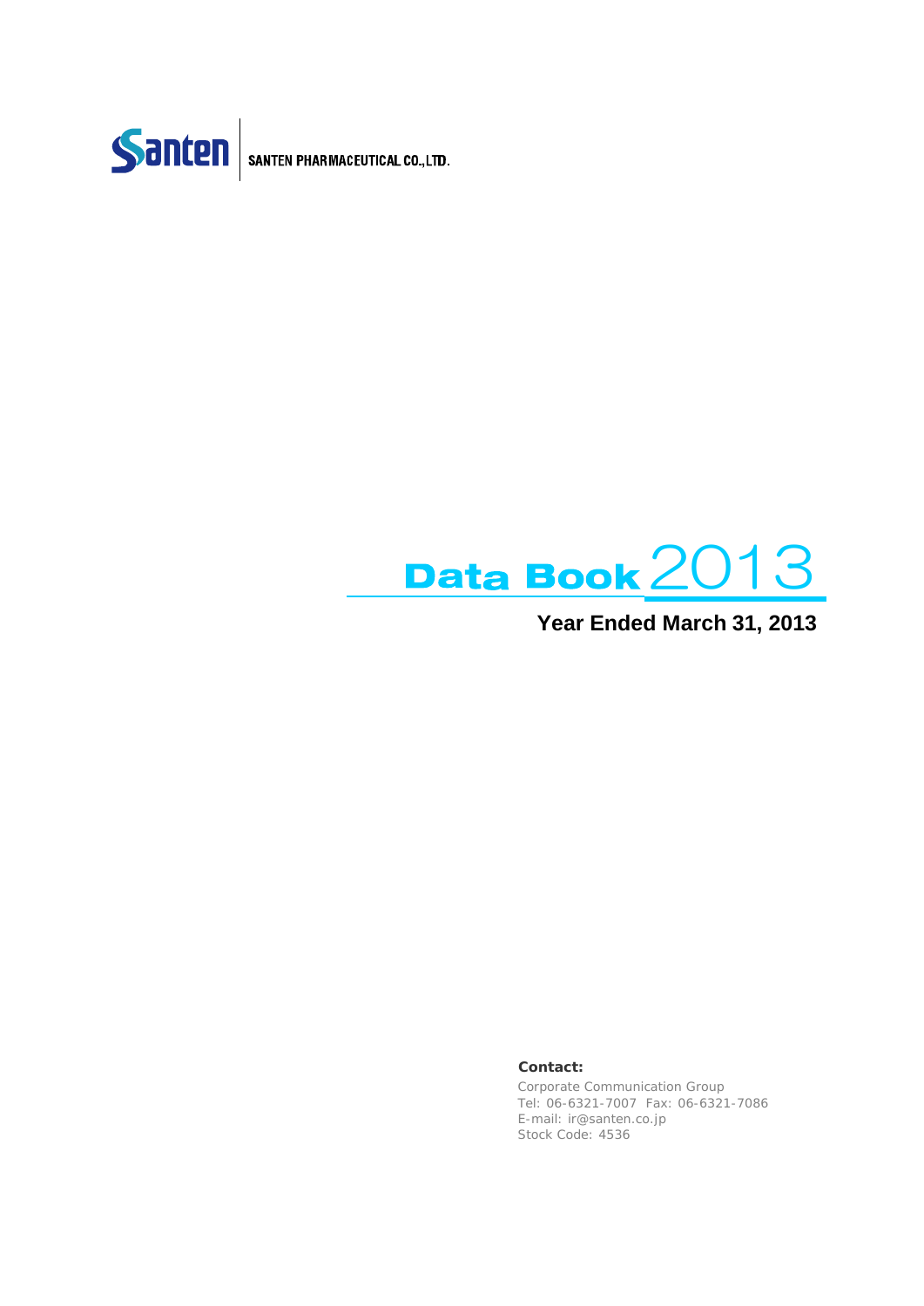Santen | SANTEN PHARMACEUTICAL CO., LTD.

# Data Book 2013

**Year Ended March 31, 2013**

**Contact:**

Corporate Communication Group
Tel: 06-6321-7007 Fax: 06-6321-7086
E-mail: ir@santen.co.jp
Stock Code: 4536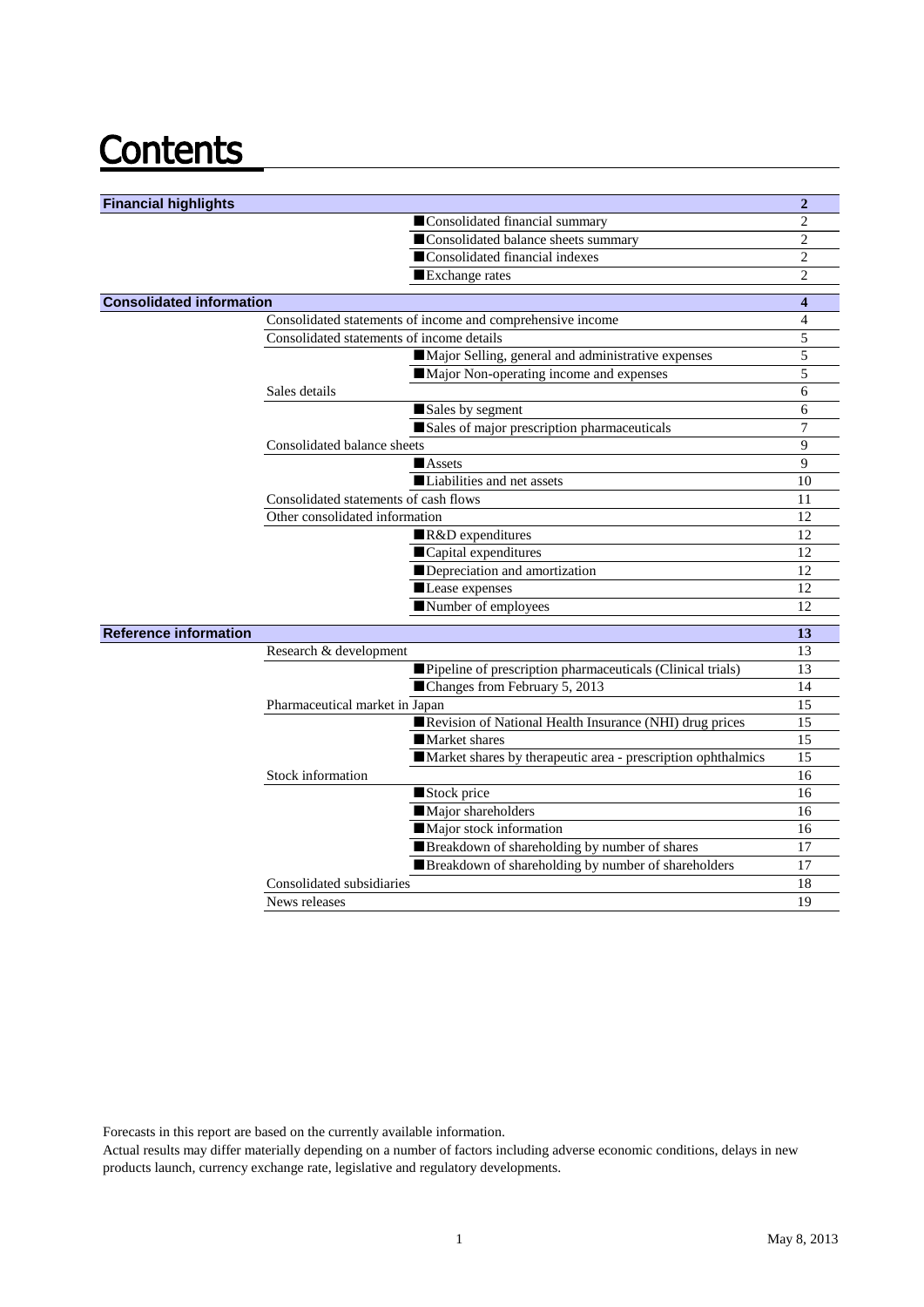# Contents

| | | | |
|---|---|---|---|
| **Financial highlights** | | | **2** |
| | | ■Consolidated financial summary | 2 |
| | | ■Consolidated balance sheets summary | 2 |
| | | ■Consolidated financial indexes | 2 |
| | | ■Exchange rates | 2 |
| **Consolidated information** | | | **4** |
| | Consolidated statements of income and comprehensive income | | 4 |
| | Consolidated statements of income details | | 5 |
| | | ■Major Selling, general and administrative expenses | 5 |
| | | ■Major Non-operating income and expenses | 5 |
| | Sales details | | 6 |
| | | ■Sales by segment | 6 |
| | | ■Sales of major prescription pharmaceuticals | 7 |
| | Consolidated balance sheets | | 9 |
| | | ■Assets | 9 |
| | | ■Liabilities and net assets | 10 |
| | Consolidated statements of cash flows | | 11 |
| | Other consolidated information | | 12 |
| | | ■R&D expenditures | 12 |
| | | ■Capital expenditures | 12 |
| | | ■Depreciation and amortization | 12 |
| | | ■Lease expenses | 12 |
| | | ■Number of employees | 12 |
| **Reference information** | | | **13** |
| | Research & development | | 13 |
| | | ■Pipeline of prescription pharmaceuticals (Clinical trials) | 13 |
| | | ■Changes from February 5, 2013 | 14 |
| | Pharmaceutical market in Japan | | 15 |
| | | ■Revision of National Health Insurance (NHI) drug prices | 15 |
| | | ■Market shares | 15 |
| | | ■Market shares by therapeutic area - prescription ophthalmics | 15 |
| | Stock information | | 16 |
| | | ■Stock price | 16 |
| | | ■Major shareholders | 16 |
| | | ■Major stock information | 16 |
| | | ■Breakdown of shareholding by number of shares | 17 |
| | | ■Breakdown of shareholding by number of shareholders | 17 |
| | Consolidated subsidiaries | | 18 |
| | News releases | | 19 |

Forecasts in this report are based on the currently available information.
Actual results may differ materially depending on a number of factors including adverse economic conditions, delays in new products launch, currency exchange rate, legislative and regulatory developments.

May 8, 2013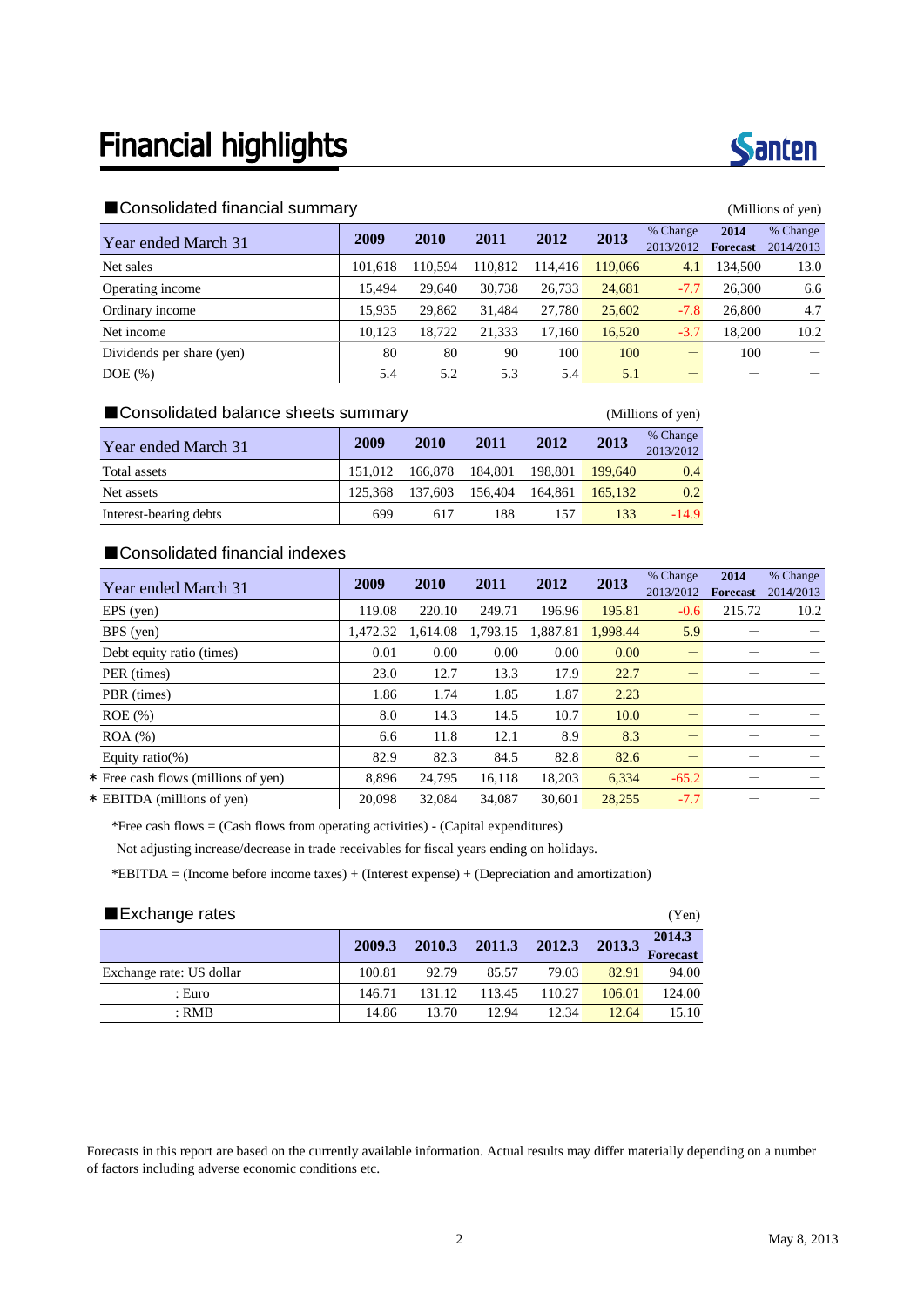# Financial highlights

Santen

## ■Consolidated financial summary

(Millions of yen)

| Year ended March 31 | 2009 | 2010 | 2011 | 2012 | 2013 | % Change 2013/2012 | 2014 Forecast | % Change 2014/2013 |
|---|---|---|---|---|---|---|---|---|
| Net sales | 101,618 | 110,594 | 110,812 | 114,416 | 119,066 | 4.1 | 134,500 | 13.0 |
| Operating income | 15,494 | 29,640 | 30,738 | 26,733 | 24,681 | -7.7 | 26,300 | 6.6 |
| Ordinary income | 15,935 | 29,862 | 31,484 | 27,780 | 25,602 | -7.8 | 26,800 | 4.7 |
| Net income | 10,123 | 18,722 | 21,333 | 17,160 | 16,520 | -3.7 | 18,200 | 10.2 |
| Dividends per share (yen) | 80 | 80 | 90 | 100 | 100 | ― | 100 | ― |
| DOE (%) | 5.4 | 5.2 | 5.3 | 5.4 | 5.1 | ― | ― | ― |

## ■Consolidated balance sheets summary

(Millions of yen)

| Year ended March 31 | 2009 | 2010 | 2011 | 2012 | 2013 | % Change 2013/2012 |
|---|---|---|---|---|---|---|
| Total assets | 151,012 | 166,878 | 184,801 | 198,801 | 199,640 | 0.4 |
| Net assets | 125,368 | 137,603 | 156,404 | 164,861 | 165,132 | 0.2 |
| Interest-bearing debts | 699 | 617 | 188 | 157 | 133 | -14.9 |

## ■Consolidated financial indexes

| Year ended March 31 | 2009 | 2010 | 2011 | 2012 | 2013 | % Change 2013/2012 | 2014 Forecast | % Change 2014/2013 |
|---|---|---|---|---|---|---|---|---|
| EPS (yen) | 119.08 | 220.10 | 249.71 | 196.96 | 195.81 | -0.6 | 215.72 | 10.2 |
| BPS (yen) | 1,472.32 | 1,614.08 | 1,793.15 | 1,887.81 | 1,998.44 | 5.9 | ― | ― |
| Debt equity ratio (times) | 0.01 | 0.00 | 0.00 | 0.00 | 0.00 | ― | ― | ― |
| PER (times) | 23.0 | 12.7 | 13.3 | 17.9 | 22.7 | ― | ― | ― |
| PBR (times) | 1.86 | 1.74 | 1.85 | 1.87 | 2.23 | ― | ― | ― |
| ROE (%) | 8.0 | 14.3 | 14.5 | 10.7 | 10.0 | ― | ― | ― |
| ROA (%) | 6.6 | 11.8 | 12.1 | 8.9 | 8.3 | ― | ― | ― |
| Equity ratio(%) | 82.9 | 82.3 | 84.5 | 82.8 | 82.6 | ― | ― | ― |
| ＊Free cash flows (millions of yen) | 8,896 | 24,795 | 16,118 | 18,203 | 6,334 | -65.2 | ― | ― |
| ＊EBITDA (millions of yen) | 20,098 | 32,084 | 34,087 | 30,601 | 28,255 | -7.7 | ― | ― |

*Free cash flows = (Cash flows from operating activities) - (Capital expenditures)

Not adjusting increase/decrease in trade receivables for fiscal years ending on holidays.

*EBITDA = (Income before income taxes) + (Interest expense) + (Depreciation and amortization)

## ■Exchange rates

(Yen)

| | 2009.3 | 2010.3 | 2011.3 | 2012.3 | 2013.3 | 2014.3 Forecast |
|---|---|---|---|---|---|---|
| Exchange rate: US dollar | 100.81 | 92.79 | 85.57 | 79.03 | 82.91 | 94.00 |
| : Euro | 146.71 | 131.12 | 113.45 | 110.27 | 106.01 | 124.00 |
| : RMB | 14.86 | 13.70 | 12.94 | 12.34 | 12.64 | 15.10 |

Forecasts in this report are based on the currently available information. Actual results may differ materially depending on a number of factors including adverse economic conditions etc.

May 8, 2013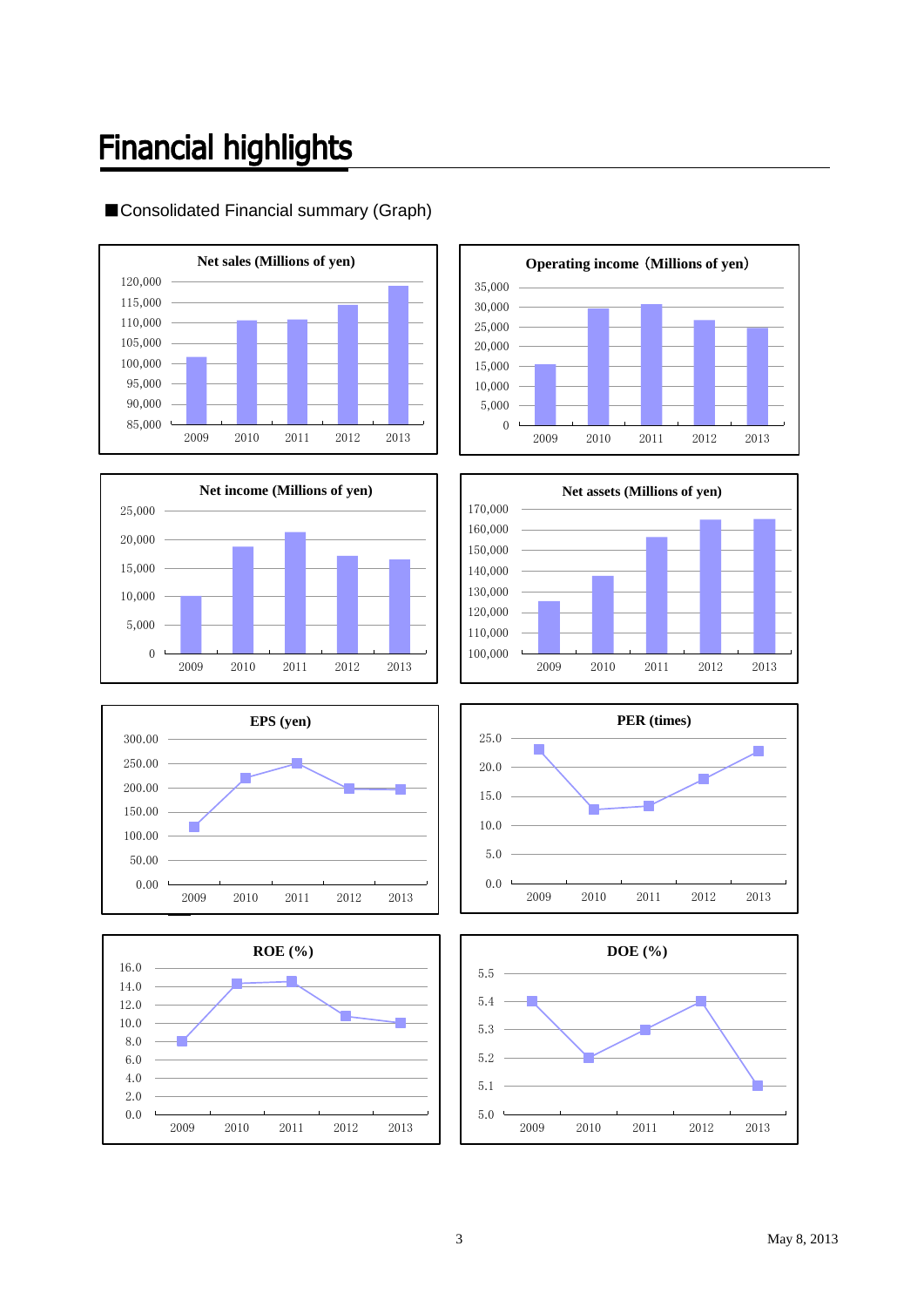# Financial highlights

■Consolidated Financial summary (Graph)

Net sales (Millions of yen)
120,000
115,000
110,000
105,000
100,000
95,000
90,000
85,000
2009 2010 2011 2012 2013

Operating income（Millions of yen）
35,000
30,000
25,000
20,000
15,000
10,000
5,000
0
2009 2010 2011 2012 2013

Net income (Millions of yen)
25,000
20,000
15,000
10,000
5,000
0
2009 2010 2011 2012 2013

Net assets (Millions of yen)
170,000
160,000
150,000
140,000
130,000
120,000
110,000
100,000
2009 2010 2011 2012 2013

EPS (yen)
300.00
250.00
200.00
150.00
100.00
50.00
0.00
2009 2010 2011 2012 2013

PER (times)
25.0
20.0
15.0
10.0
5.0
0.0
2009 2010 2011 2012 2013

ROE (%)
16.0
14.0
12.0
10.0
8.0
6.0
4.0
2.0
0.0
2009 2010 2011 2012 2013

DOE (%)
5.5
5.4
5.3
5.2
5.1
5.0
2009 2010 2011 2012 2013

May 8, 2013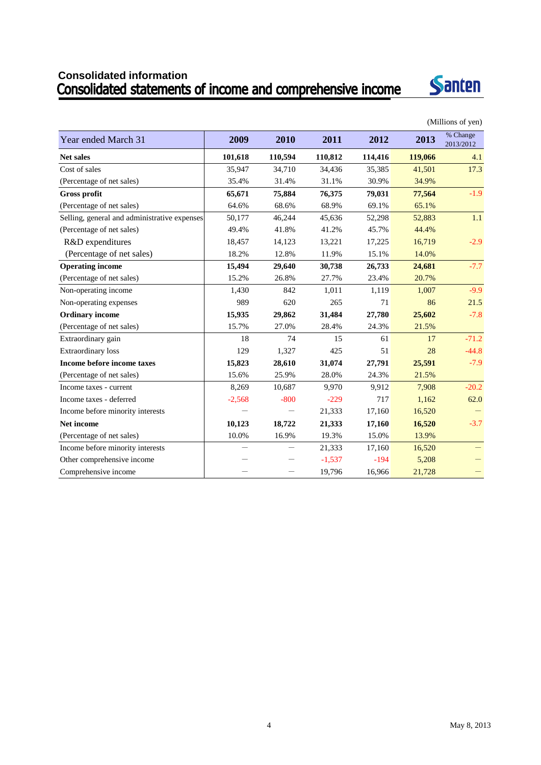## Consolidated information

# Consolidated statements of income and comprehensive income

(Millions of yen)

| Year ended March 31 | 2009 | 2010 | 2011 | 2012 | 2013 | % Change 2013/2012 |
|---|---|---|---|---|---|---|
| **Net sales** | **101,618** | **110,594** | **110,812** | **114,416** | **119,066** | 4.1 |
| Cost of sales | 35,947 | 34,710 | 34,436 | 35,385 | 41,501 | 17.3 |
| (Percentage of net sales) | 35.4% | 31.4% | 31.1% | 30.9% | 34.9% | |
| **Gross profit** | **65,671** | **75,884** | **76,375** | **79,031** | **77,564** | -1.9 |
| (Percentage of net sales) | 64.6% | 68.6% | 68.9% | 69.1% | 65.1% | |
| Selling, general and administrative expenses | 50,177 | 46,244 | 45,636 | 52,298 | 52,883 | 1.1 |
| (Percentage of net sales) | 49.4% | 41.8% | 41.2% | 45.7% | 44.4% | |
| R&D expenditures | 18,457 | 14,123 | 13,221 | 17,225 | 16,719 | -2.9 |
| (Percentage of net sales) | 18.2% | 12.8% | 11.9% | 15.1% | 14.0% | |
| **Operating income** | **15,494** | **29,640** | **30,738** | **26,733** | **24,681** | -7.7 |
| (Percentage of net sales) | 15.2% | 26.8% | 27.7% | 23.4% | 20.7% | |
| Non-operating income | 1,430 | 842 | 1,011 | 1,119 | 1,007 | -9.9 |
| Non-operating expenses | 989 | 620 | 265 | 71 | 86 | 21.5 |
| **Ordinary income** | **15,935** | **29,862** | **31,484** | **27,780** | **25,602** | -7.8 |
| (Percentage of net sales) | 15.7% | 27.0% | 28.4% | 24.3% | 21.5% | |
| Extraordinary gain | 18 | 74 | 15 | 61 | 17 | -71.2 |
| Extraordinary loss | 129 | 1,327 | 425 | 51 | 28 | -44.8 |
| **Income before income taxes** | **15,823** | **28,610** | **31,074** | **27,791** | **25,591** | -7.9 |
| (Percentage of net sales) | 15.6% | 25.9% | 28.0% | 24.3% | 21.5% | |
| Income taxes - current | 8,269 | 10,687 | 9,970 | 9,912 | 7,908 | -20.2 |
| Income taxes - deferred | -2,568 | -800 | -229 | 717 | 1,162 | 62.0 |
| Income before minority interests | — | — | 21,333 | 17,160 | 16,520 | — |
| **Net income** | **10,123** | **18,722** | **21,333** | **17,160** | **16,520** | -3.7 |
| (Percentage of net sales) | 10.0% | 16.9% | 19.3% | 15.0% | 13.9% | |
| Income before minority interests | — | — | 21,333 | 17,160 | 16,520 | — |
| Other comprehensive income | — | — | -1,537 | -194 | 5,208 | — |
| Comprehensive income | — | — | 19,796 | 16,966 | 21,728 | — |

May 8, 2013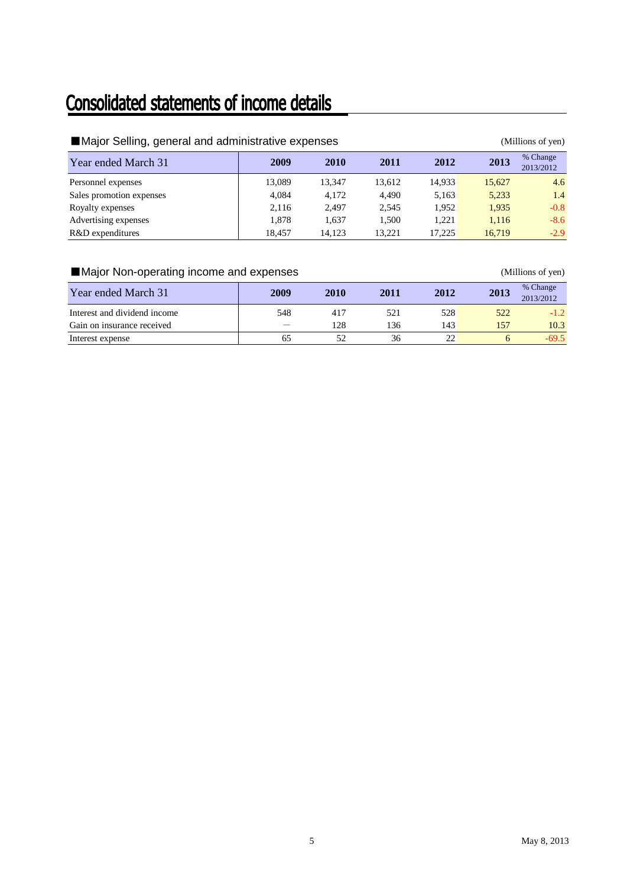# Consolidated statements of income details

## ■Major Selling, general and administrative expenses

(Millions of yen)

| Year ended March 31 | 2009 | 2010 | 2011 | 2012 | 2013 | % Change 2013/2012 |
|---|---|---|---|---|---|---|
| Personnel expenses | 13,089 | 13,347 | 13,612 | 14,933 | 15,627 | 4.6 |
| Sales promotion expenses | 4,084 | 4,172 | 4,490 | 5,163 | 5,233 | 1.4 |
| Royalty expenses | 2,116 | 2,497 | 2,545 | 1,952 | 1,935 | -0.8 |
| Advertising expenses | 1,878 | 1,637 | 1,500 | 1,221 | 1,116 | -8.6 |
| R&D expenditures | 18,457 | 14,123 | 13,221 | 17,225 | 16,719 | -2.9 |

## ■Major Non-operating income and expenses

(Millions of yen)

| Year ended March 31 | 2009 | 2010 | 2011 | 2012 | 2013 | % Change 2013/2012 |
|---|---|---|---|---|---|---|
| Interest and dividend income | 548 | 417 | 521 | 528 | 522 | -1.2 |
| Gain on insurance received | — | 128 | 136 | 143 | 157 | 10.3 |
| Interest expense | 65 | 52 | 36 | 22 | 6 | -69.5 |

May 8, 2013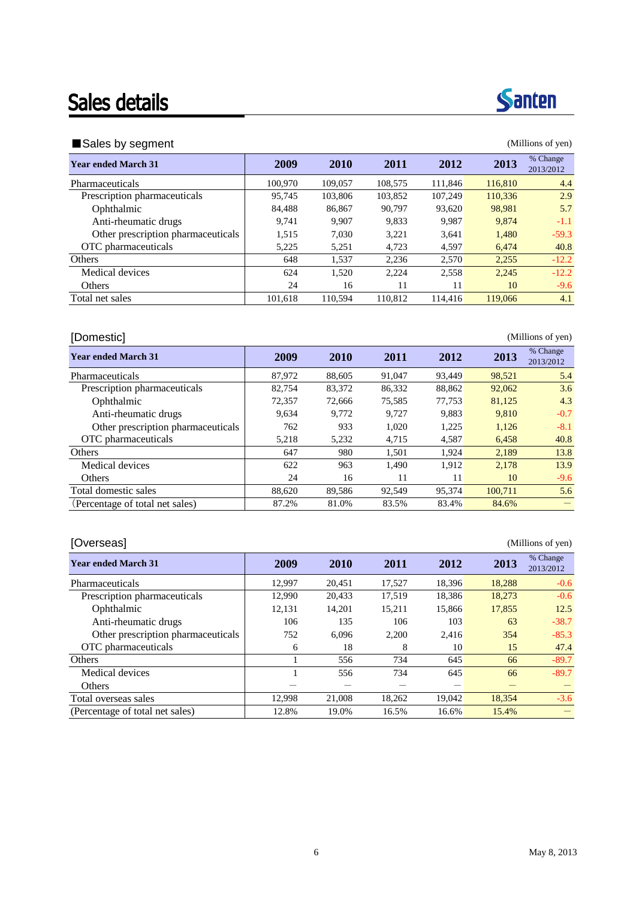# Sales details

Santen

■Sales by segment

(Millions of yen)

| Year ended March 31 | 2009 | 2010 | 2011 | 2012 | 2013 | % Change 2013/2012 |
|---|---|---|---|---|---|---|
| Pharmaceuticals | 100,970 | 109,057 | 108,575 | 111,846 | 116,810 | 4.4 |
| Prescription pharmaceuticals | 95,745 | 103,806 | 103,852 | 107,249 | 110,336 | 2.9 |
| Ophthalmic | 84,488 | 86,867 | 90,797 | 93,620 | 98,981 | 5.7 |
| Anti-rheumatic drugs | 9,741 | 9,907 | 9,833 | 9,987 | 9,874 | -1.1 |
| Other prescription pharmaceuticals | 1,515 | 7,030 | 3,221 | 3,641 | 1,480 | -59.3 |
| OTC pharmaceuticals | 5,225 | 5,251 | 4,723 | 4,597 | 6,474 | 40.8 |
| Others | 648 | 1,537 | 2,236 | 2,570 | 2,255 | -12.2 |
| Medical devices | 624 | 1,520 | 2,224 | 2,558 | 2,245 | -12.2 |
| Others | 24 | 16 | 11 | 11 | 10 | -9.6 |
| Total net sales | 101,618 | 110,594 | 110,812 | 114,416 | 119,066 | 4.1 |

[Domestic]

(Millions of yen)

| Year ended March 31 | 2009 | 2010 | 2011 | 2012 | 2013 | % Change 2013/2012 |
|---|---|---|---|---|---|---|
| Pharmaceuticals | 87,972 | 88,605 | 91,047 | 93,449 | 98,521 | 5.4 |
| Prescription pharmaceuticals | 82,754 | 83,372 | 86,332 | 88,862 | 92,062 | 3.6 |
| Ophthalmic | 72,357 | 72,666 | 75,585 | 77,753 | 81,125 | 4.3 |
| Anti-rheumatic drugs | 9,634 | 9,772 | 9,727 | 9,883 | 9,810 | -0.7 |
| Other prescription pharmaceuticals | 762 | 933 | 1,020 | 1,225 | 1,126 | -8.1 |
| OTC pharmaceuticals | 5,218 | 5,232 | 4,715 | 4,587 | 6,458 | 40.8 |
| Others | 647 | 980 | 1,501 | 1,924 | 2,189 | 13.8 |
| Medical devices | 622 | 963 | 1,490 | 1,912 | 2,178 | 13.9 |
| Others | 24 | 16 | 11 | 11 | 10 | -9.6 |
| Total domestic sales | 88,620 | 89,586 | 92,549 | 95,374 | 100,711 | 5.6 |
| (Percentage of total net sales) | 87.2% | 81.0% | 83.5% | 83.4% | 84.6% | — |

[Overseas]

(Millions of yen)

| Year ended March 31 | 2009 | 2010 | 2011 | 2012 | 2013 | % Change 2013/2012 |
|---|---|---|---|---|---|---|
| Pharmaceuticals | 12,997 | 20,451 | 17,527 | 18,396 | 18,288 | -0.6 |
| Prescription pharmaceuticals | 12,990 | 20,433 | 17,519 | 18,386 | 18,273 | -0.6 |
| Ophthalmic | 12,131 | 14,201 | 15,211 | 15,866 | 17,855 | 12.5 |
| Anti-rheumatic drugs | 106 | 135 | 106 | 103 | 63 | -38.7 |
| Other prescription pharmaceuticals | 752 | 6,096 | 2,200 | 2,416 | 354 | -85.3 |
| OTC pharmaceuticals | 6 | 18 | 8 | 10 | 15 | 47.4 |
| Others | 1 | 556 | 734 | 645 | 66 | -89.7 |
| Medical devices | 1 | 556 | 734 | 645 | 66 | -89.7 |
| Others | — | — | — | — | — | — |
| Total overseas sales | 12,998 | 21,008 | 18,262 | 19,042 | 18,354 | -3.6 |
| (Percentage of total net sales) | 12.8% | 19.0% | 16.5% | 16.6% | 15.4% | — |

May 8, 2013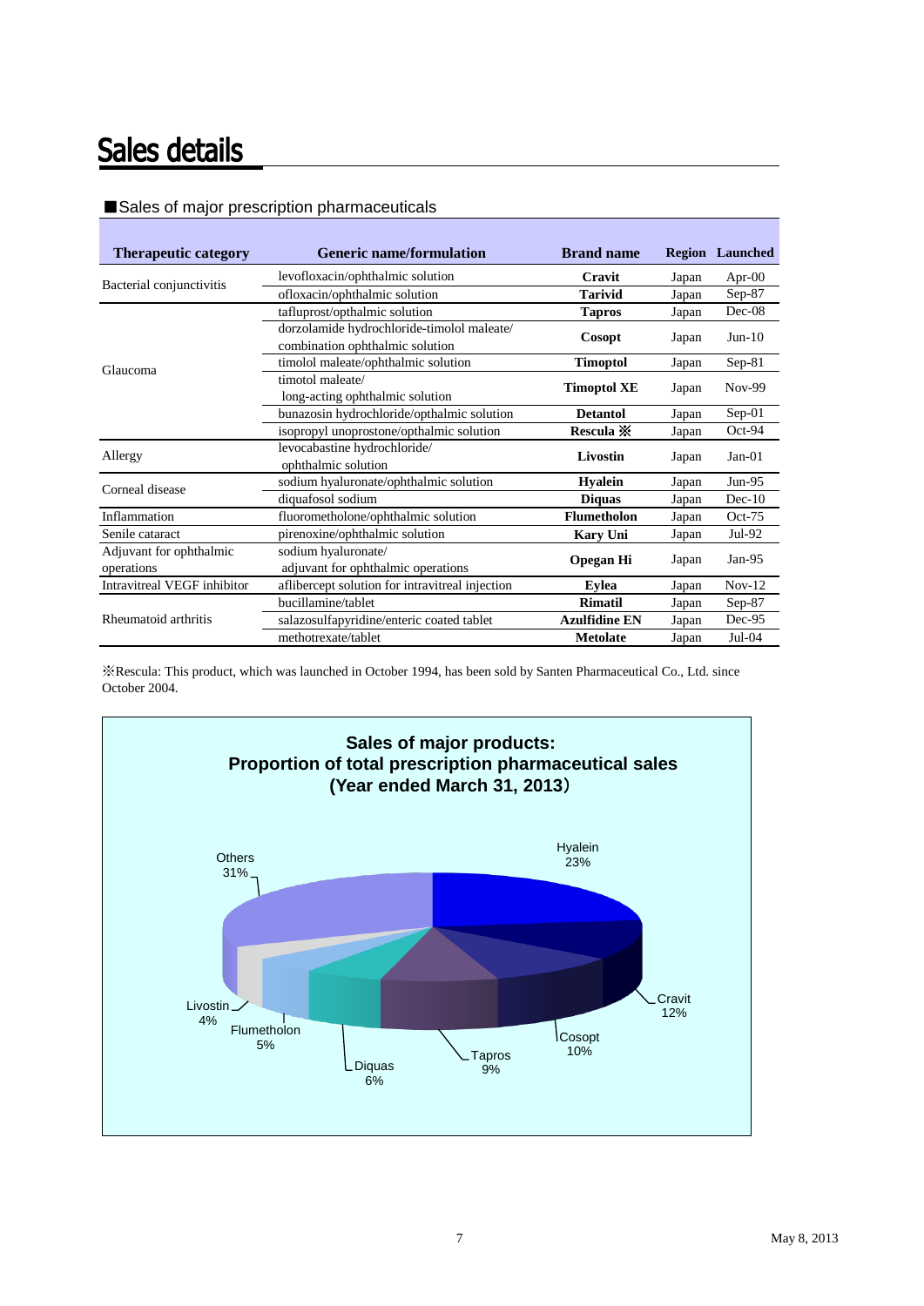# Sales details

■Sales of major prescription pharmaceuticals

| Therapeutic category | Generic name/formulation | Brand name | Region | Launched |
|---|---|---|---|---|
| Bacterial conjunctivitis | levofloxacin/ophthalmic solution | **Cravit** | Japan | Apr-00 |
| | ofloxacin/ophthalmic solution | **Tarivid** | Japan | Sep-87 |
| Glaucoma | tafluprost/opthalmic solution | **Tapros** | Japan | Dec-08 |
| | dorzolamide hydrochloride-timolol maleate/ combination ophthalmic solution | **Cosopt** | Japan | Jun-10 |
| | timolol maleate/ophthalmic solution | **Timoptol** | Japan | Sep-81 |
| | timotol maleate/ long-acting ophthalmic solution | **Timoptol XE** | Japan | Nov-99 |
| | bunazosin hydrochloride/ophthalmic solution | **Detantol** | Japan | Sep-01 |
| | isopropyl unoprostone/opthalmic solution | **Rescula ※** | Japan | Oct-94 |
| Allergy | levocabastine hydrochloride/ ophthalmic solution | **Livostin** | Japan | Jan-01 |
| Corneal disease | sodium hyaluronate/ophthalmic solution | **Hyalein** | Japan | Jun-95 |
| | diquafosol sodium | **Diquas** | Japan | Dec-10 |
| Inflammation | fluorometholone/ophthalmic solution | **Flumetholon** | Japan | Oct-75 |
| Senile cataract | pirenoxine/ophthalmic solution | **Kary Uni** | Japan | Jul-92 |
| Adjuvant for ophthalmic operations | sodium hyaluronate/ adjuvant for ophthalmic operations | **Opegan Hi** | Japan | Jan-95 |
| Intravitreal VEGF inhibitor | aflibercept solution for intravitreal injection | **Eylea** | Japan | Nov-12 |
| Rheumatoid arthritis | bucillamine/tablet | **Rimatil** | Japan | Sep-87 |
| | salazosulfapyridine/enteric coated tablet | **Azulfidine EN** | Japan | Dec-95 |
| | methotrexate/tablet | **Metolate** | Japan | Jul-04 |

※Rescula: This product, which was launched in October 1994, has been sold by Santen Pharmaceutical Co., Ltd. since October 2004.

**Sales of major products:**
**Proportion of total prescription pharmaceutical sales**
**(Year ended March 31, 2013)**

Hyalein 23%
Cravit 12%
Cosopt 10%
Tapros 9%
Diquas 6%
Flumetholon 5%
Livostin 4%
Others 31%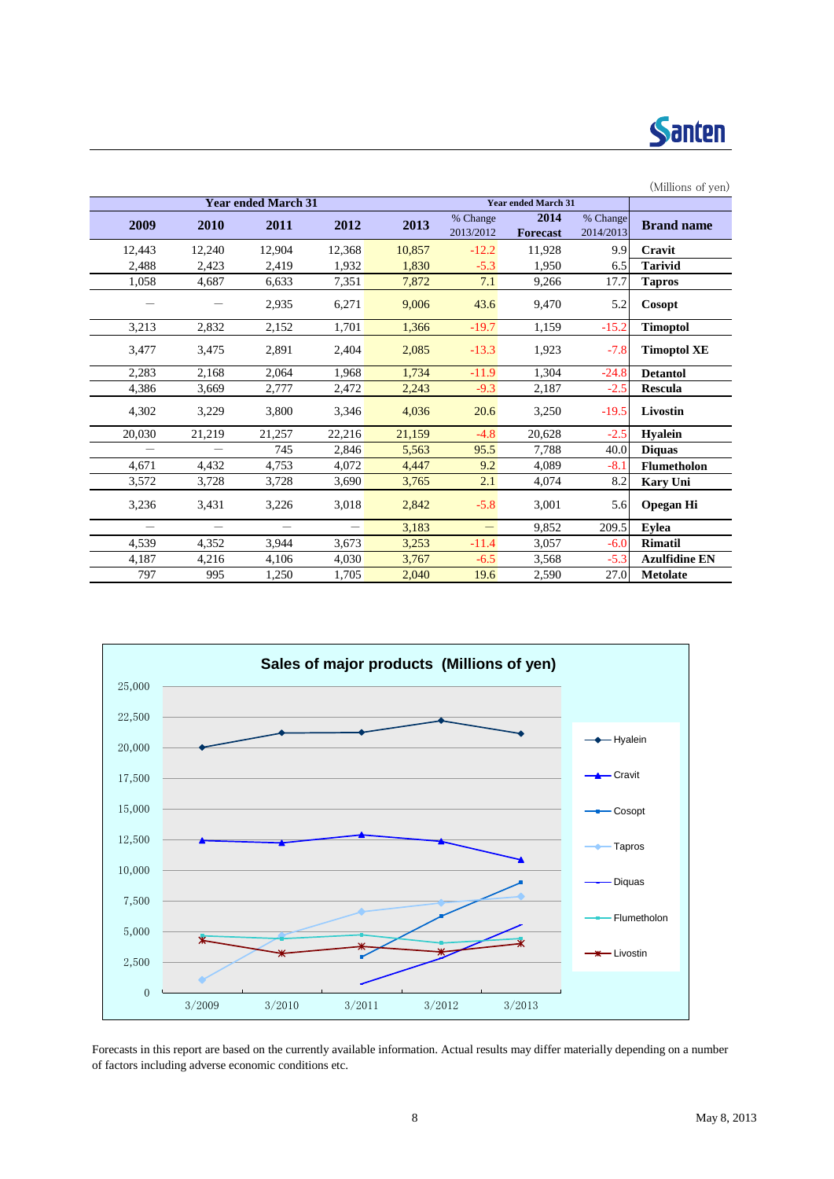(Millions of yen)

| Year ended March 31 | | | | | | Year ended March 31 | | |
|---|---|---|---|---|---|---|---|---|
| 2009 | 2010 | 2011 | 2012 | 2013 | % Change 2013/2012 | 2014 Forecast | % Change 2014/2013 | Brand name |
| 12,443 | 12,240 | 12,904 | 12,368 | 10,857 | -12.2 | 11,928 | 9.9 | **Cravit** |
| 2,488 | 2,423 | 2,419 | 1,932 | 1,830 | -5.3 | 1,950 | 6.5 | **Tarivid** |
| 1,058 | 4,687 | 6,633 | 7,351 | 7,872 | 7.1 | 9,266 | 17.7 | **Tapros** |
| — | — | 2,935 | 6,271 | 9,006 | 43.6 | 9,470 | 5.2 | **Cosopt** |
| 3,213 | 2,832 | 2,152 | 1,701 | 1,366 | -19.7 | 1,159 | -15.2 | **Timoptol** |
| 3,477 | 3,475 | 2,891 | 2,404 | 2,085 | -13.3 | 1,923 | -7.8 | **Timoptol XE** |
| 2,283 | 2,168 | 2,064 | 1,968 | 1,734 | -11.9 | 1,304 | -24.8 | **Detantol** |
| 4,386 | 3,669 | 2,777 | 2,472 | 2,243 | -9.3 | 2,187 | -2.5 | **Rescula** |
| 4,302 | 3,229 | 3,800 | 3,346 | 4,036 | 20.6 | 3,250 | -19.5 | **Livostin** |
| 20,030 | 21,219 | 21,257 | 22,216 | 21,159 | -4.8 | 20,628 | -2.5 | **Hyalein** |
| — | — | 745 | 2,846 | 5,563 | 95.5 | 7,788 | 40.0 | **Diquas** |
| 4,671 | 4,432 | 4,753 | 4,072 | 4,447 | 9.2 | 4,089 | -8.1 | **Flumetholon** |
| 3,572 | 3,728 | 3,728 | 3,690 | 3,765 | 2.1 | 4,074 | 8.2 | **Kary Uni** |
| 3,236 | 3,431 | 3,226 | 3,018 | 2,842 | -5.8 | 3,001 | 5.6 | **Opegan Hi** |
| — | — | — | — | 3,183 | — | 9,852 | 209.5 | **Eylea** |
| 4,539 | 4,352 | 3,944 | 3,673 | 3,253 | -11.4 | 3,057 | -6.0 | **Rimatil** |
| 4,187 | 4,216 | 4,106 | 4,030 | 3,767 | -6.5 | 3,568 | -5.3 | **Azulfidine EN** |
| 797 | 995 | 1,250 | 1,705 | 2,040 | 19.6 | 2,590 | 27.0 | **Metolate** |

**Sales of major products (Millions of yen)**

25,000
22,500
20,000
17,500
15,000
12,500
10,000
7,500
5,000
2,500
0

3/2009 3/2010 3/2011 3/2012 3/2013

Hyalein
Cravit
Cosopt
Tapros
Diquas
Flumetholon
Livostin

Forecasts in this report are based on the currently available information. Actual results may differ materially depending on a number of factors including adverse economic conditions etc.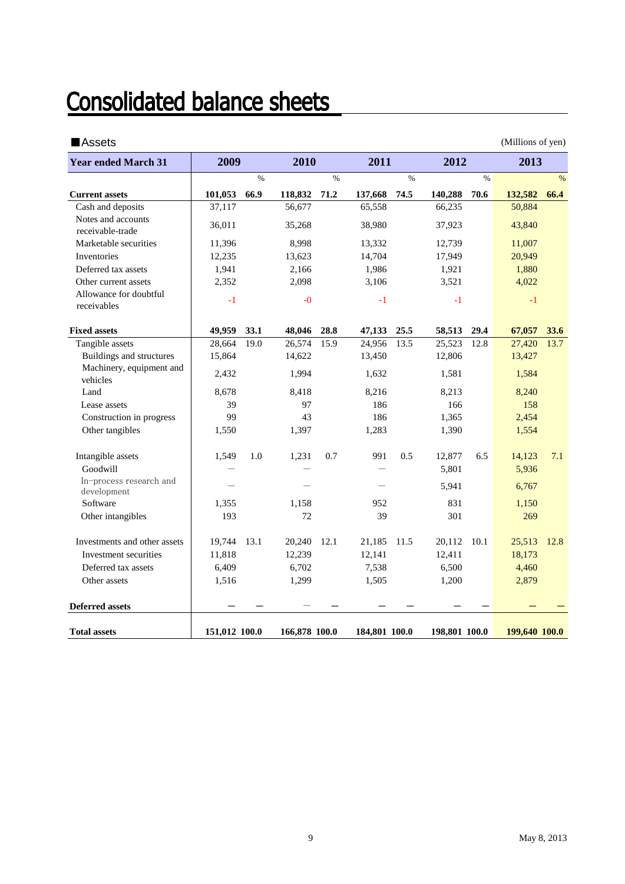# Consolidated balance sheets

■Assets

(Millions of yen)

| Year ended March 31 | 2009 | | 2010 | | 2011 | | 2012 | | 2013 | |
|---|---|---|---|---|---|---|---|---|---|---|
| | | % | | % | | % | | % | | % |
| **Current assets** | **101,053** | **66.9** | **118,832** | **71.2** | **137,668** | **74.5** | **140,288** | **70.6** | **132,582** | **66.4** |
| Cash and deposits | 37,117 | | 56,677 | | 65,558 | | 66,235 | | 50,884 | |
| Notes and accounts receivable-trade | 36,011 | | 35,268 | | 38,980 | | 37,923 | | 43,840 | |
| Marketable securities | 11,396 | | 8,998 | | 13,332 | | 12,739 | | 11,007 | |
| Inventories | 12,235 | | 13,623 | | 14,704 | | 17,949 | | 20,949 | |
| Deferred tax assets | 1,941 | | 2,166 | | 1,986 | | 1,921 | | 1,880 | |
| Other current assets | 2,352 | | 2,098 | | 3,106 | | 3,521 | | 4,022 | |
| Allowance for doubtful receivables | -1 | | -0 | | -1 | | -1 | | -1 | |
| **Fixed assets** | **49,959** | **33.1** | **48,046** | **28.8** | **47,133** | **25.5** | **58,513** | **29.4** | **67,057** | **33.6** |
| Tangible assets | 28,664 | 19.0 | 26,574 | 15.9 | 24,956 | 13.5 | 25,523 | 12.8 | 27,420 | 13.7 |
| Buildings and structures | 15,864 | | 14,622 | | 13,450 | | 12,806 | | 13,427 | |
| Machinery, equipment and vehicles | 2,432 | | 1,994 | | 1,632 | | 1,581 | | 1,584 | |
| Land | 8,678 | | 8,418 | | 8,216 | | 8,213 | | 8,240 | |
| Lease assets | 39 | | 97 | | 186 | | 166 | | 158 | |
| Construction in progress | 99 | | 43 | | 186 | | 1,365 | | 2,454 | |
| Other tangibles | 1,550 | | 1,397 | | 1,283 | | 1,390 | | 1,554 | |
| Intangible assets | 1,549 | 1.0 | 1,231 | 0.7 | 991 | 0.5 | 12,877 | 6.5 | 14,123 | 7.1 |
| Goodwill | — | | — | | — | | 5,801 | | 5,936 | |
| In-process research and development | — | | — | | — | | 5,941 | | 6,767 | |
| Software | 1,355 | | 1,158 | | 952 | | 831 | | 1,150 | |
| Other intangibles | 193 | | 72 | | 39 | | 301 | | 269 | |
| Investments and other assets | 19,744 | 13.1 | 20,240 | 12.1 | 21,185 | 11.5 | 20,112 | 10.1 | 25,513 | 12.8 |
| Investment securities | 11,818 | | 12,239 | | 12,141 | | 12,411 | | 18,173 | |
| Deferred tax assets | 6,409 | | 6,702 | | 7,538 | | 6,500 | | 4,460 | |
| Other assets | 1,516 | | 1,299 | | 1,505 | | 1,200 | | 2,879 | |
| **Deferred assets** | **—** | **—** | — | **—** | **—** | **—** | **—** | **—** | **—** | **—** |
| **Total assets** | **151,012** | **100.0** | **166,878** | **100.0** | **184,801** | **100.0** | **198,801** | **100.0** | **199,640** | **100.0** |

May 8, 2013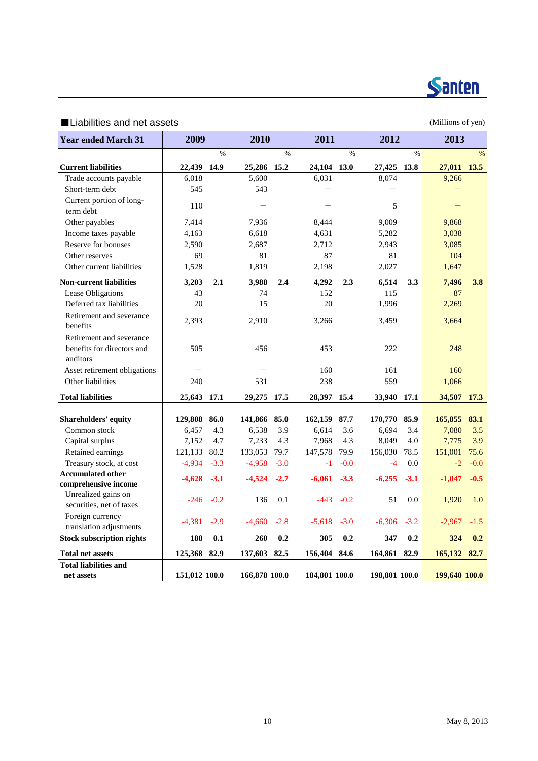## ■Liabilities and net assets

(Millions of yen)

| Year ended March 31 | 2009 | | 2010 | | 2011 | | 2012 | | 2013 | |
|---|---|---|---|---|---|---|---|---|---|---|
| | | % | | % | | % | | % | | % |
| **Current liabilities** | **22,439** | **14.9** | **25,286** | **15.2** | **24,104** | **13.0** | **27,425** | **13.8** | **27,011** | **13.5** |
| Trade accounts payable | 6,018 | | 5,600 | | 6,031 | | 8,074 | | 9,266 | |
| Short-term debt | 545 | | 543 | | — | | — | | — | |
| Current portion of long-term debt | 110 | | — | | — | | 5 | | — | |
| Other payables | 7,414 | | 7,936 | | 8,444 | | 9,009 | | 9,868 | |
| Income taxes payable | 4,163 | | 6,618 | | 4,631 | | 5,282 | | 3,038 | |
| Reserve for bonuses | 2,590 | | 2,687 | | 2,712 | | 2,943 | | 3,085 | |
| Other reserves | 69 | | 81 | | 87 | | 81 | | 104 | |
| Other current liabilities | 1,528 | | 1,819 | | 2,198 | | 2,027 | | 1,647 | |
| **Non-current liabilities** | **3,203** | **2.1** | **3,988** | **2.4** | **4,292** | **2.3** | **6,514** | **3.3** | **7,496** | **3.8** |
| Lease Obligations | 43 | | 74 | | 152 | | 115 | | 87 | |
| Deferred tax liabilities | 20 | | 15 | | 20 | | 1,996 | | 2,269 | |
| Retirement and severance benefits | 2,393 | | 2,910 | | 3,266 | | 3,459 | | 3,664 | |
| Retirement and severance benefits for directors and auditors | 505 | | 456 | | 453 | | 222 | | 248 | |
| Asset retirement obligations | — | | — | | 160 | | 161 | | 160 | |
| Other liabilities | 240 | | 531 | | 238 | | 559 | | 1,066 | |
| **Total liabilities** | **25,643** | **17.1** | **29,275** | **17.5** | **28,397** | **15.4** | **33,940** | **17.1** | **34,507** | **17.3** |
| **Shareholders' equity** | **129,808** | **86.0** | **141,866** | **85.0** | **162,159** | **87.7** | **170,770** | **85.9** | **165,855** | **83.1** |
| Common stock | 6,457 | 4.3 | 6,538 | 3.9 | 6,614 | 3.6 | 6,694 | 3.4 | 7,080 | 3.5 |
| Capital surplus | 7,152 | 4.7 | 7,233 | 4.3 | 7,968 | 4.3 | 8,049 | 4.0 | 7,775 | 3.9 |
| Retained earnings | 121,133 | 80.2 | 133,053 | 79.7 | 147,578 | 79.9 | 156,030 | 78.5 | 151,001 | 75.6 |
| Treasury stock, at cost | -4,934 | -3.3 | -4,958 | -3.0 | -1 | -0.0 | -4 | 0.0 | -2 | -0.0 |
| **Accumulated other comprehensive income** | **-4,628** | **-3.1** | **-4,524** | **-2.7** | **-6,061** | **-3.3** | **-6,255** | **-3.1** | **-1,047** | **-0.5** |
| Unrealized gains on securities, net of taxes | -246 | -0.2 | 136 | 0.1 | -443 | -0.2 | 51 | 0.0 | 1,920 | 1.0 |
| Foreign currency translation adjustments | -4,381 | -2.9 | -4,660 | -2.8 | -5,618 | -3.0 | -6,306 | -3.2 | -2,967 | -1.5 |
| **Stock subscription rights** | **188** | **0.1** | **260** | **0.2** | **305** | **0.2** | **347** | **0.2** | **324** | **0.2** |
| **Total net assets** | **125,368** | **82.9** | **137,603** | **82.5** | **156,404** | **84.6** | **164,861** | **82.9** | **165,132** | **82.7** |
| **Total liabilities and net assets** | **151,012** | **100.0** | **166,878** | **100.0** | **184,801** | **100.0** | **198,801** | **100.0** | **199,640** | **100.0** |

May 8, 2013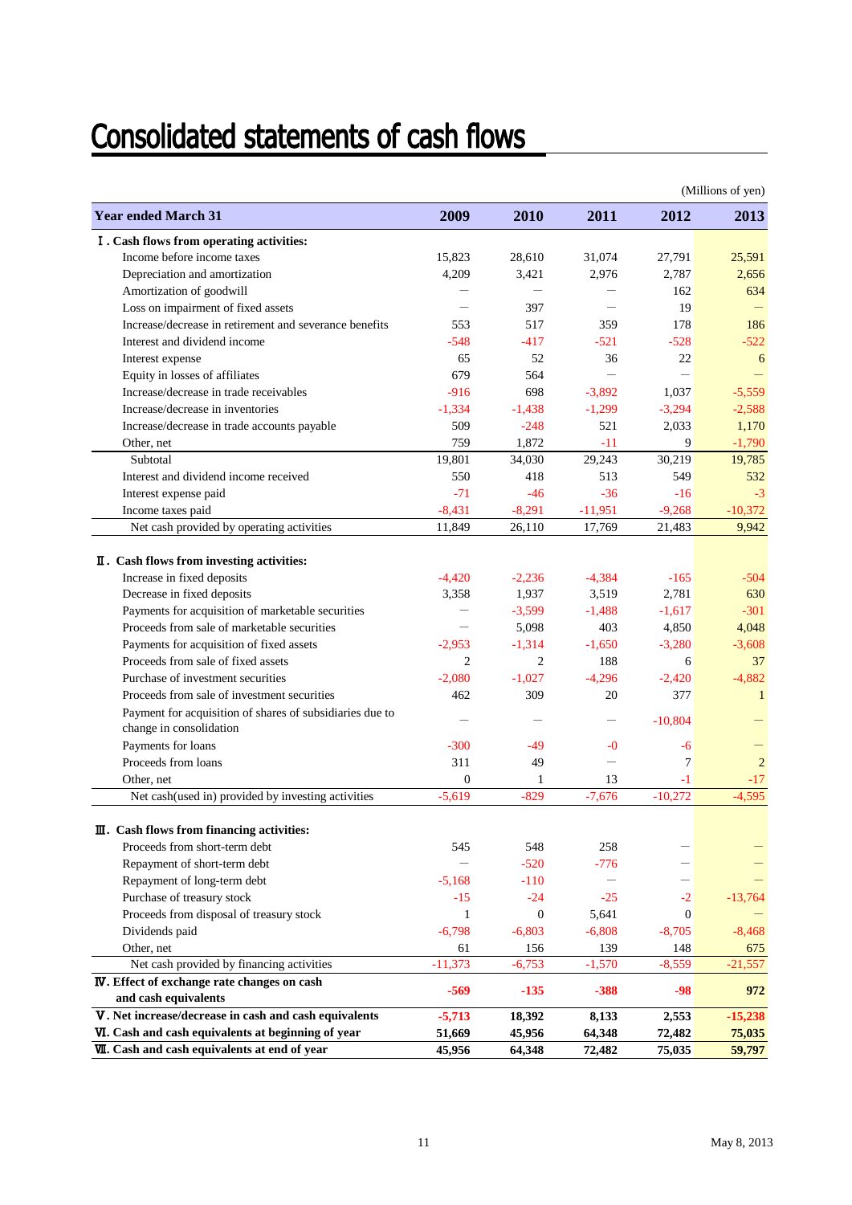# Consolidated statements of cash flows

(Millions of yen)

| Year ended March 31 | 2009 | 2010 | 2011 | 2012 | 2013 |
|---|---|---|---|---|---|
| **Ⅰ. Cash flows from operating activities:** | | | | | |
| Income before income taxes | 15,823 | 28,610 | 31,074 | 27,791 | 25,591 |
| Depreciation and amortization | 4,209 | 3,421 | 2,976 | 2,787 | 2,656 |
| Amortization of goodwill | — | — | — | 162 | 634 |
| Loss on impairment of fixed assets | — | 397 | — | 19 | — |
| Increase/decrease in retirement and severance benefits | 553 | 517 | 359 | 178 | 186 |
| Interest and dividend income | -548 | -417 | -521 | -528 | -522 |
| Interest expense | 65 | 52 | 36 | 22 | 6 |
| Equity in losses of affiliates | 679 | 564 | — | — | — |
| Increase/decrease in trade receivables | -916 | 698 | -3,892 | 1,037 | -5,559 |
| Increase/decrease in inventories | -1,334 | -1,438 | -1,299 | -3,294 | -2,588 |
| Increase/decrease in trade accounts payable | 509 | -248 | 521 | 2,033 | 1,170 |
| Other, net | 759 | 1,872 | -11 | 9 | -1,790 |
| Subtotal | 19,801 | 34,030 | 29,243 | 30,219 | 19,785 |
| Interest and dividend income received | 550 | 418 | 513 | 549 | 532 |
| Interest expense paid | -71 | -46 | -36 | -16 | -3 |
| Income taxes paid | -8,431 | -8,291 | -11,951 | -9,268 | -10,372 |
| Net cash provided by operating activities | 11,849 | 26,110 | 17,769 | 21,483 | 9,942 |
| **Ⅱ. Cash flows from investing activities:** | | | | | |
| Increase in fixed deposits | -4,420 | -2,236 | -4,384 | -165 | -504 |
| Decrease in fixed deposits | 3,358 | 1,937 | 3,519 | 2,781 | 630 |
| Payments for acquisition of marketable securities | — | -3,599 | -1,488 | -1,617 | -301 |
| Proceeds from sale of marketable securities | — | 5,098 | 403 | 4,850 | 4,048 |
| Payments for acquisition of fixed assets | -2,953 | -1,314 | -1,650 | -3,280 | -3,608 |
| Proceeds from sale of fixed assets | 2 | 2 | 188 | 6 | 37 |
| Purchase of investment securities | -2,080 | -1,027 | -4,296 | -2,420 | -4,882 |
| Proceeds from sale of investment securities | 462 | 309 | 20 | 377 | 1 |
| Payment for acquisition of shares of subsidiaries due to change in consolidation | — | — | — | -10,804 | — |
| Payments for loans | -300 | -49 | -0 | -6 | — |
| Proceeds from loans | 311 | 49 | — | 7 | 2 |
| Other, net | 0 | 1 | 13 | -1 | -17 |
| Net cash(used in) provided by investing activities | -5,619 | -829 | -7,676 | -10,272 | -4,595 |
| **Ⅲ. Cash flows from financing activities:** | | | | | |
| Proceeds from short-term debt | 545 | 548 | 258 | — | — |
| Repayment of short-term debt | — | -520 | -776 | — | — |
| Repayment of long-term debt | -5,168 | -110 | — | — | — |
| Purchase of treasury stock | -15 | -24 | -25 | -2 | -13,764 |
| Proceeds from disposal of treasury stock | 1 | 0 | 5,641 | 0 | — |
| Dividends paid | -6,798 | -6,803 | -6,808 | -8,705 | -8,468 |
| Other, net | 61 | 156 | 139 | 148 | 675 |
| Net cash provided by financing activities | -11,373 | -6,753 | -1,570 | -8,559 | -21,557 |
| **Ⅳ. Effect of exchange rate changes on cash and cash equivalents** | **-569** | **-135** | **-388** | **-98** | **972** |
| **Ⅴ. Net increase/decrease in cash and cash equivalents** | **-5,713** | **18,392** | **8,133** | **2,553** | **-15,238** |
| **Ⅵ. Cash and cash equivalents at beginning of year** | **51,669** | **45,956** | **64,348** | **72,482** | **75,035** |
| **Ⅶ. Cash and cash equivalents at end of year** | **45,956** | **64,348** | **72,482** | **75,035** | **59,797** |

May 8, 2013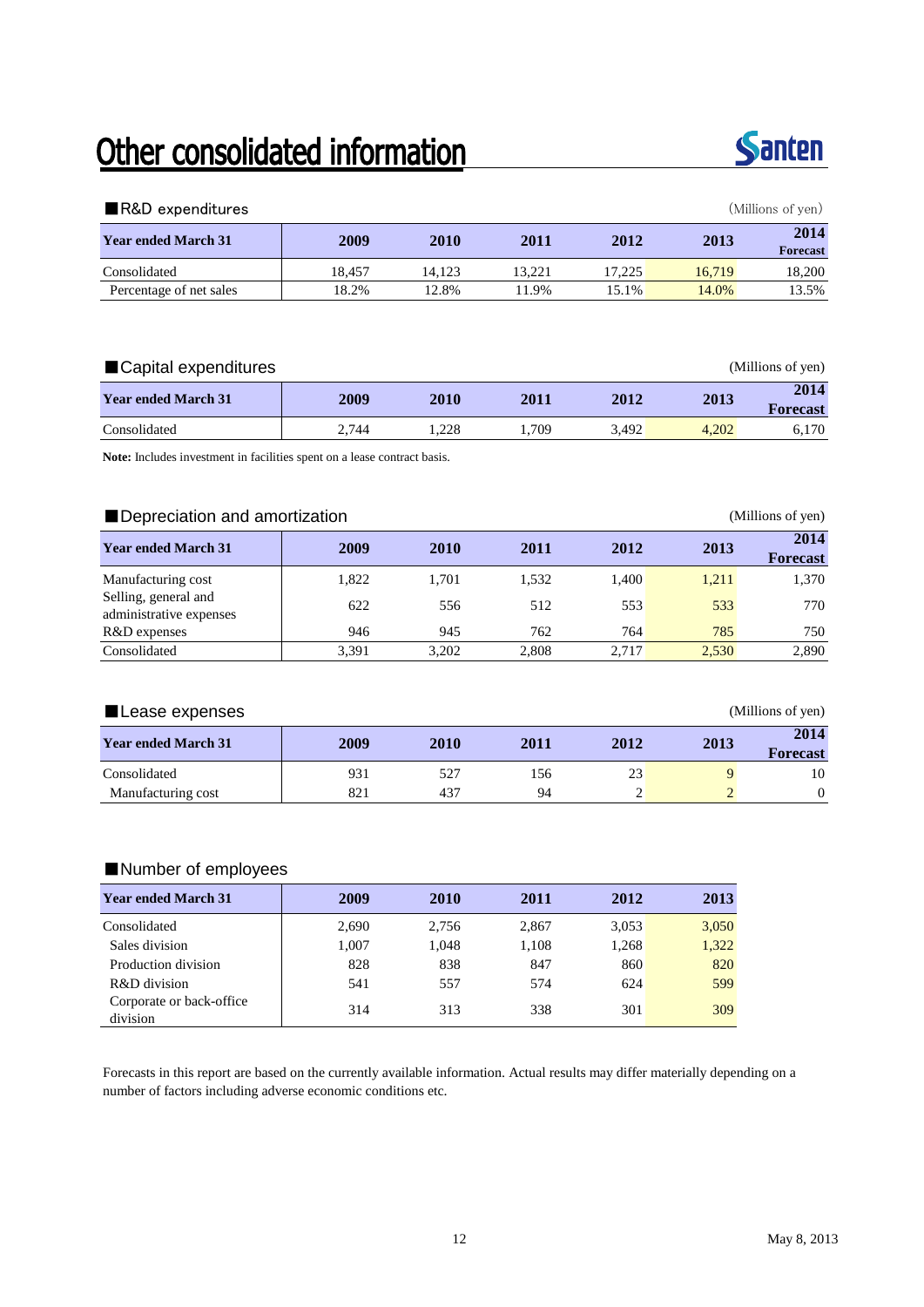# Other consolidated information

## ■R&D expenditures

(Millions of yen)

| Year ended March 31 | 2009 | 2010 | 2011 | 2012 | 2013 | 2014 Forecast |
|---|---|---|---|---|---|---|
| Consolidated | 18,457 | 14,123 | 13,221 | 17,225 | 16,719 | 18,200 |
| Percentage of net sales | 18.2% | 12.8% | 11.9% | 15.1% | 14.0% | 13.5% |

## ■Capital expenditures

(Millions of yen)

| Year ended March 31 | 2009 | 2010 | 2011 | 2012 | 2013 | 2014 Forecast |
|---|---|---|---|---|---|---|
| Consolidated | 2,744 | 1,228 | 1,709 | 3,492 | 4,202 | 6,170 |

**Note:** Includes investment in facilities spent on a lease contract basis.

## ■Depreciation and amortization

(Millions of yen)

| Year ended March 31 | 2009 | 2010 | 2011 | 2012 | 2013 | 2014 Forecast |
|---|---|---|---|---|---|---|
| Manufacturing cost | 1,822 | 1,701 | 1,532 | 1,400 | 1,211 | 1,370 |
| Selling, general and administrative expenses | 622 | 556 | 512 | 553 | 533 | 770 |
| R&D expenses | 946 | 945 | 762 | 764 | 785 | 750 |
| Consolidated | 3,391 | 3,202 | 2,808 | 2,717 | 2,530 | 2,890 |

## ■Lease expenses

(Millions of yen)

| Year ended March 31 | 2009 | 2010 | 2011 | 2012 | 2013 | 2014 Forecast |
|---|---|---|---|---|---|---|
| Consolidated | 931 | 527 | 156 | 23 | 9 | 10 |
| Manufacturing cost | 821 | 437 | 94 | 2 | 2 | 0 |

## ■Number of employees

| Year ended March 31 | 2009 | 2010 | 2011 | 2012 | 2013 |
|---|---|---|---|---|---|
| Consolidated | 2,690 | 2,756 | 2,867 | 3,053 | 3,050 |
| Sales division | 1,007 | 1,048 | 1,108 | 1,268 | 1,322 |
| Production division | 828 | 838 | 847 | 860 | 820 |
| R&D division | 541 | 557 | 574 | 624 | 599 |
| Corporate or back-office division | 314 | 313 | 338 | 301 | 309 |

Forecasts in this report are based on the currently available information. Actual results may differ materially depending on a number of factors including adverse economic conditions etc.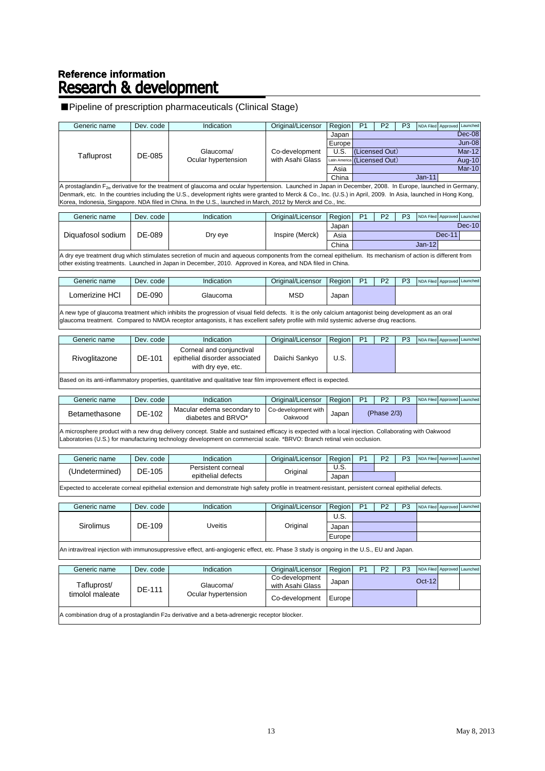## Reference information

# Research & development

■Pipeline of prescription pharmaceuticals (Clinical Stage)

| Generic name | Dev. code | Indication | Original/Licensor | Region | P1 | P2 | P3 | NDA Filed | Approved | Launched |
|---|---|---|---|---|---|---|---|---|---|---|
| Tafluprost | DE-085 | Glaucoma/ Ocular hypertension | Co-development with Asahi Glass | Japan | | | | | | Dec-08 |
| | | | | Europe | | | | | | Jun-08 |
| | | | | U.S. | (Licensed Out) | | | | | Mar-12 |
| | | | | Latin America | (Licensed Out) | | | | | Aug-10 |
| | | | | Asia | | | | | | Mar-10 |
| | | | | China | | | | Jan-11 | | |

A prostaglandin $F_{2\alpha}$ derivative for the treatment of glaucoma and ocular hypertension. Launched in Japan in December, 2008. In Europe, launched in Germany, Denmark, etc. In the countries including the U.S., development rights were granted to Merck & Co., Inc. (U.S.) in April, 2009. In Asia, launched in Hong Kong, Korea, Indonesia, Singapore. NDA filed in China. In the U.S., launched in March, 2012 by Merck and Co., Inc.

| Generic name | Dev. code | Indication | Original/Licensor | Region | P1 | P2 | P3 | NDA Filed | Approved | Launched |
|---|---|---|---|---|---|---|---|---|---|---|
| Diquafosol sodium | DE-089 | Dry eye | Inspire (Merck) | Japan | | | | | | Dec-10 |
| | | | | Asia | | | | | Dec-11 | |
| | | | | China | | | | Jan-12 | | |

A dry eye treatment drug which stimulates secretion of mucin and aqueous components from the corneal epithelium. Its mechanism of action is different from other existing treatments. Launched in Japan in December, 2010. Approved in Korea, and NDA filed in China.

| Generic name | Dev. code | Indication | Original/Licensor | Region | P1 | P2 | P3 | NDA Filed | Approved | Launched |
|---|---|---|---|---|---|---|---|---|---|---|
| Lomerizine HCl | DE-090 | Glaucoma | MSD | Japan | | | | | | |

A new type of glaucoma treatment which inhibits the progression of visual field defects. It is the only calcium antagonist being development as an oral glaucoma treatment. Compared to NMDA receptor antagonists, it has excellent safety profile with mild systemic adverse drug reactions.

| Generic name | Dev. code | Indication | Original/Licensor | Region | P1 | P2 | P3 | NDA Filed | Approved | Launched |
|---|---|---|---|---|---|---|---|---|---|---|
| Rivoglitazone | DE-101 | Corneal and conjunctival epithelial disorder associated with dry eye, etc. | Daiichi Sankyo | U.S. | | | | | | |

Based on its anti-inflammatory properties, quantitative and qualitative tear film improvement effect is expected.

| Generic name | Dev. code | Indication | Original/Licensor | Region | P1 | P2 | P3 | NDA Filed | Approved | Launched |
|---|---|---|---|---|---|---|---|---|---|---|
| Betamethasone | DE-102 | Macular edema secondary to diabetes and BRVO* | Co-development with Oakwood | Japan | | (Phase 2/3) | | | | |

A microsphere product with a new drug delivery concept. Stable and sustained efficacy is expected with a local injection. Collaborating with Oakwood Laboratories (U.S.) for manufacturing technology development on commercial scale. *BRVO: Branch retinal vein occlusion.

| Generic name | Dev. code | Indication | Original/Licensor | Region | P1 | P2 | P3 | NDA Filed | Approved | Launched |
|---|---|---|---|---|---|---|---|---|---|---|
| (Undetermined) | DE-105 | Persistent corneal epithelial defects | Original | U.S. | | | | | | |
| | | | | Japan | | | | | | |

Expected to accelerate corneal epithelial extension and demonstrate high safety profile in treatment-resistant, persistent corneal epithelial defects.

| Generic name | Dev. code | Indication | Original/Licensor | Region | P1 | P2 | P3 | NDA Filed | Approved | Launched |
|---|---|---|---|---|---|---|---|---|---|---|
| Sirolimus | DE-109 | Uveitis | Original | U.S. | | | | | | |
| | | | | Japan | | | | | | |
| | | | | Europe | | | | | | |

An intravitreal injection with immunosuppressive effect, anti-angiogenic effect, etc. Phase 3 study is ongoing in the U.S., EU and Japan.

| Generic name | Dev. code | Indication | Original/Licensor | Region | P1 | P2 | P3 | NDA Filed | Approved | Launched |
|---|---|---|---|---|---|---|---|---|---|---|
| Tafluprost/ timolol maleate | DE-111 | Glaucoma/ Ocular hypertension | Co-development with Asahi Glass | Japan | | | | Oct-12 | | |
| | | | Co-development | Europe | | | | | | |

A combination drug of a prostaglandin $F_{2\alpha}$ derivative and a beta-adrenergic receptor blocker.

May 8, 2013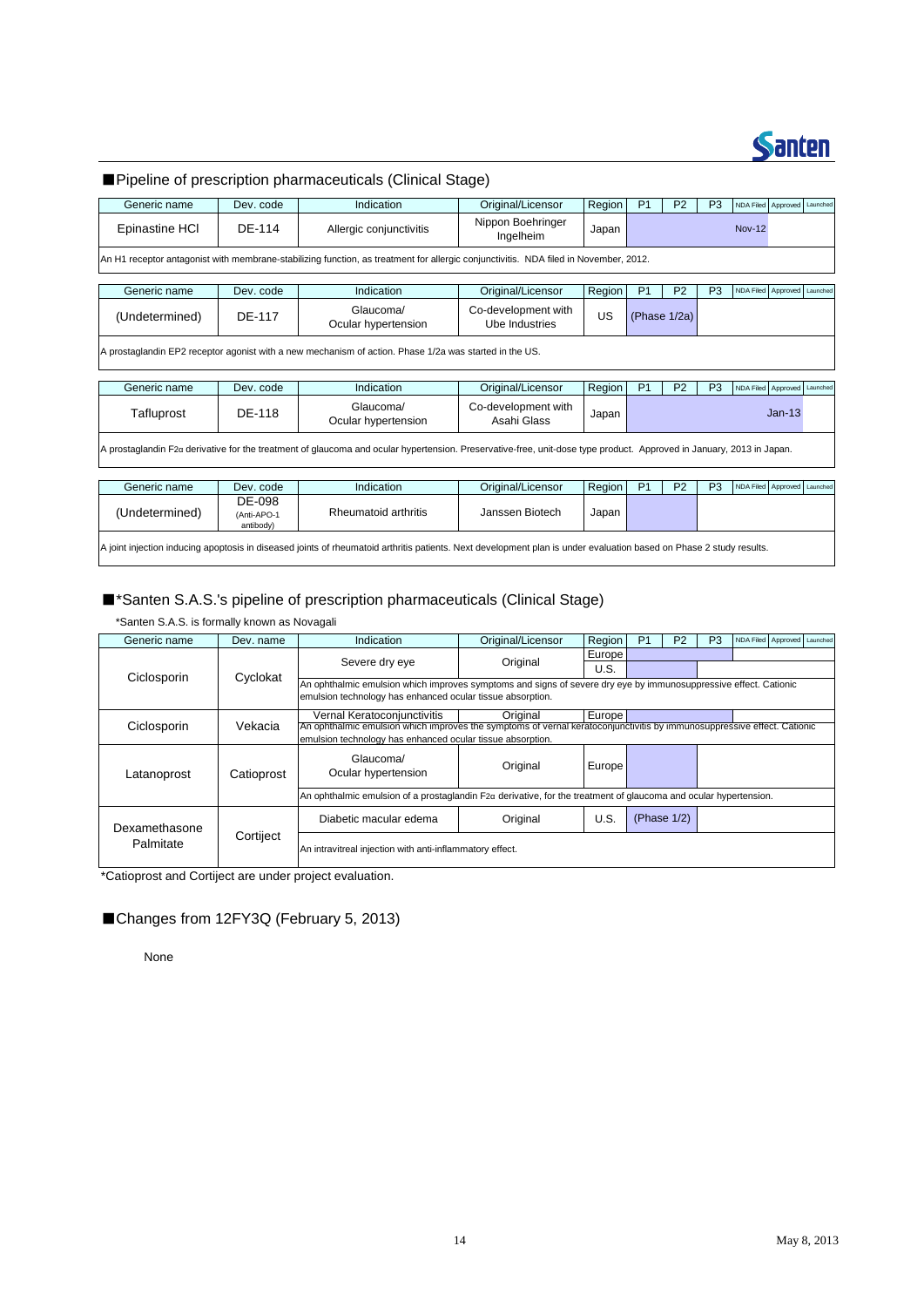## ■Pipeline of prescription pharmaceuticals (Clinical Stage)

| Generic name | Dev. code | Indication | Original/Licensor | Region | P1 | P2 | P3 | NDA Filed | Approved | Launched |
|---|---|---|---|---|---|---|---|---|---|---|
| Epinastine HCl | DE-114 | Allergic conjunctivitis | Nippon Boehringer Ingelheim | Japan | | | | Nov-12 | | |

An H1 receptor antagonist with membrane-stabilizing function, as treatment for allergic conjunctivitis. NDA filed in November, 2012.

| Generic name | Dev. code | Indication | Original/Licensor | Region | P1 | P2 | P3 | NDA Filed | Approved | Launched |
|---|---|---|---|---|---|---|---|---|---|---|
| (Undetermined) | DE-117 | Glaucoma/ Ocular hypertension | Co-development with Ube Industries | US | (Phase 1/2a) | | | | | |

A prostaglandin EP2 receptor agonist with a new mechanism of action. Phase 1/2a was started in the US.

| Generic name | Dev. code | Indication | Original/Licensor | Region | P1 | P2 | P3 | NDA Filed | Approved | Launched |
|---|---|---|---|---|---|---|---|---|---|---|
| Tafluprost | DE-118 | Glaucoma/ Ocular hypertension | Co-development with Asahi Glass | Japan | | | | | Jan-13 | |

A prostaglandin F2α derivative for the treatment of glaucoma and ocular hypertension. Preservative-free, unit-dose type product. Approved in January, 2013 in Japan.

| Generic name | Dev. code | Indication | Original/Licensor | Region | P1 | P2 | P3 | NDA Filed | Approved | Launched |
|---|---|---|---|---|---|---|---|---|---|---|
| (Undetermined) | DE-098 (Anti-APO-1 antibody) | Rheumatoid arthritis | Janssen Biotech | Japan | | | | | | |

A joint injection inducing apoptosis in diseased joints of rheumatoid arthritis patients. Next development plan is under evaluation based on Phase 2 study results.

## ■*Santen S.A.S.'s pipeline of prescription pharmaceuticals (Clinical Stage)

*Santen S.A.S. is formally known as Novagali

| Generic name | Dev. name | Indication | Original/Licensor | Region | P1 | P2 | P3 | NDA Filed | Approved | Launched |
|---|---|---|---|---|---|---|---|---|---|---|
| Ciclosporin | Cyclokat | Severe dry eye | Original | Europe | | | | | | |
| | | | | U.S. | | | | | | |
| | | An ophthalmic emulsion which improves symptoms and signs of severe dry eye by immunosuppressive effect. Cationic emulsion technology has enhanced ocular tissue absorption. | | | | | | | | |
| Ciclosporin | Vekacia | Vernal Keratoconjunctivitis | Original | Europe | | | | | | |
| | | An ophthalmic emulsion which improves the symptoms of vernal keratoconjunctivitis by immunosuppressive effect. Cationic emulsion technology has enhanced ocular tissue absorption. | | | | | | | | |
| Latanoprost | Catioprost | Glaucoma/ Ocular hypertension | Original | Europe | | | | | | |
| | | An ophthalmic emulsion of a prostaglandin F2α derivative, for the treatment of glaucoma and ocular hypertension. | | | | | | | | |
| Dexamethasone Palmitate | Cortiject | Diabetic macular edema | Original | U.S. | (Phase 1/2) | | | | | |
| | | An intravitreal injection with anti-inflammatory effect. | | | | | | | | |

*Catioprost and Cortiject are under project evaluation.

## ■Changes from 12FY3Q (February 5, 2013)

None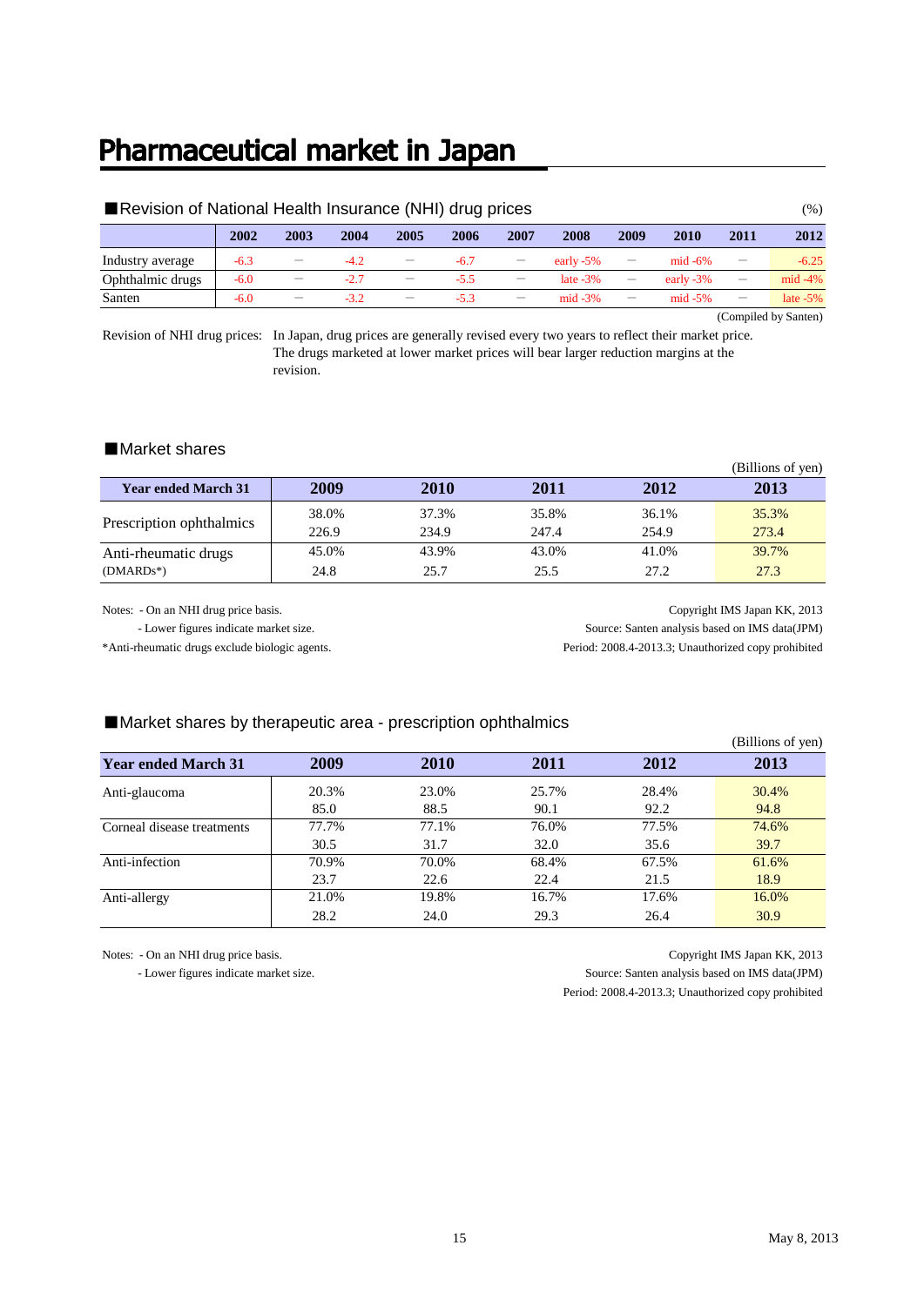# Pharmaceutical market in Japan

## ■Revision of National Health Insurance (NHI) drug prices

(%)

| | 2002 | 2003 | 2004 | 2005 | 2006 | 2007 | 2008 | 2009 | 2010 | 2011 | 2012 |
|---|---|---|---|---|---|---|---|---|---|---|---|
| Industry average | -6.3 | — | -4.2 | — | -6.7 | — | early -5% | — | mid -6% | — | -6.25 |
| Ophthalmic drugs | -6.0 | — | -2.7 | — | -5.5 | — | late -3% | — | early -3% | — | mid -4% |
| Santen | -6.0 | — | -3.2 | — | -5.3 | — | mid -3% | — | mid -5% | — | late -5% |

(Compiled by Santen)

Revision of NHI drug prices: In Japan, drug prices are generally revised every two years to reflect their market price. The drugs marketed at lower market prices will bear larger reduction margins at the revision.

## ■Market shares

(Billions of yen)

| Year ended March 31 | 2009 | 2010 | 2011 | 2012 | 2013 |
|---|---|---|---|---|---|
| Prescription ophthalmics | 38.0% | 37.3% | 35.8% | 36.1% | 35.3% |
| | 226.9 | 234.9 | 247.4 | 254.9 | 273.4 |
| Anti-rheumatic drugs | 45.0% | 43.9% | 43.0% | 41.0% | 39.7% |
| (DMARDs*) | 24.8 | 25.7 | 25.5 | 27.2 | 27.3 |

Notes: - On an NHI drug price basis.
- Lower figures indicate market size.

*Anti-rheumatic drugs exclude biologic agents.

Copyright IMS Japan KK, 2013
Source: Santen analysis based on IMS data(JPM)
Period: 2008.4-2013.3; Unauthorized copy prohibited

## ■Market shares by therapeutic area - prescription ophthalmics

(Billions of yen)

| Year ended March 31 | 2009 | 2010 | 2011 | 2012 | 2013 |
|---|---|---|---|---|---|
| Anti-glaucoma | 20.3% | 23.0% | 25.7% | 28.4% | 30.4% |
| | 85.0 | 88.5 | 90.1 | 92.2 | 94.8 |
| Corneal disease treatments | 77.7% | 77.1% | 76.0% | 77.5% | 74.6% |
| | 30.5 | 31.7 | 32.0 | 35.6 | 39.7 |
| Anti-infection | 70.9% | 70.0% | 68.4% | 67.5% | 61.6% |
| | 23.7 | 22.6 | 22.4 | 21.5 | 18.9 |
| Anti-allergy | 21.0% | 19.8% | 16.7% | 17.6% | 16.0% |
| | 28.2 | 24.0 | 29.3 | 26.4 | 30.9 |

Notes: - On an NHI drug price basis.
- Lower figures indicate market size.

Copyright IMS Japan KK, 2013
Source: Santen analysis based on IMS data(JPM)
Period: 2008.4-2013.3; Unauthorized copy prohibited

May 8, 2013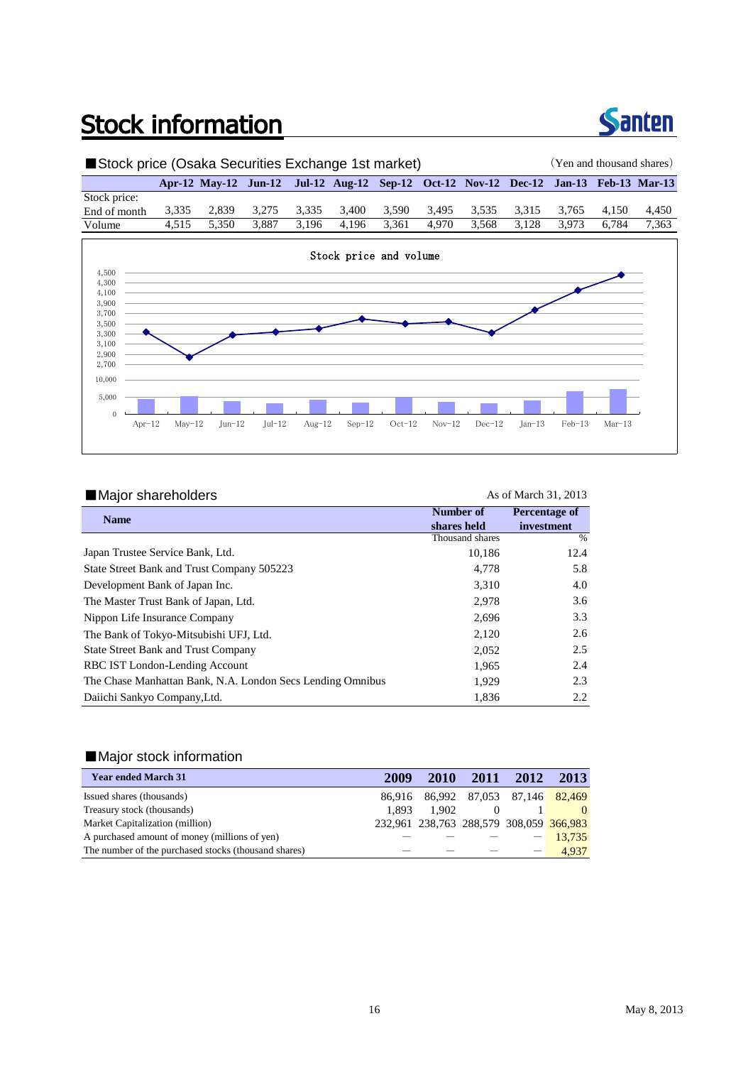# Stock information

## ■Stock price (Osaka Securities Exchange 1st market)

（Yen and thousand shares）

| | Apr-12 | May-12 | Jun-12 | Jul-12 | Aug-12 | Sep-12 | Oct-12 | Nov-12 | Dec-12 | Jan-13 | Feb-13 | Mar-13 |
|---|---|---|---|---|---|---|---|---|---|---|---|---|
| Stock price: End of month | 3,335 | 2,839 | 3,275 | 3,335 | 3,400 | 3,590 | 3,495 | 3,535 | 3,315 | 3,765 | 4,150 | 4,450 |
| Volume | 4,515 | 5,350 | 3,887 | 3,196 | 4,196 | 3,361 | 4,970 | 3,568 | 3,128 | 3,973 | 6,784 | 7,363 |

Stock price and volume

## ■Major shareholders

As of March 31, 2013

| Name | Number of shares held | Percentage of investment |
|---|---|---|
| | Thousand shares | % |
| Japan Trustee Service Bank, Ltd. | 10,186 | 12.4 |
| State Street Bank and Trust Company 505223 | 4,778 | 5.8 |
| Development Bank of Japan Inc. | 3,310 | 4.0 |
| The Master Trust Bank of Japan, Ltd. | 2,978 | 3.6 |
| Nippon Life Insurance Company | 2,696 | 3.3 |
| The Bank of Tokyo-Mitsubishi UFJ, Ltd. | 2,120 | 2.6 |
| State Street Bank and Trust Company | 2,052 | 2.5 |
| RBC IST London-Lending Account | 1,965 | 2.4 |
| The Chase Manhattan Bank, N.A. London Secs Lending Omnibus | 1,929 | 2.3 |
| Daiichi Sankyo Company,Ltd. | 1,836 | 2.2 |

## ■Major stock information

| Year ended March 31 | 2009 | 2010 | 2011 | 2012 | 2013 |
|---|---|---|---|---|---|
| Issued shares (thousands) | 86,916 | 86,992 | 87,053 | 87,146 | 82,469 |
| Treasury stock (thousands) | 1,893 | 1,902 | 0 | 1 | 0 |
| Market Capitalization (million) | 232,961 | 238,763 | 288,579 | 308,059 | 366,983 |
| A purchased amount of money (millions of yen) | — | — | — | — | 13,735 |
| The number of the purchased stocks (thousand shares) | — | — | — | — | 4,937 |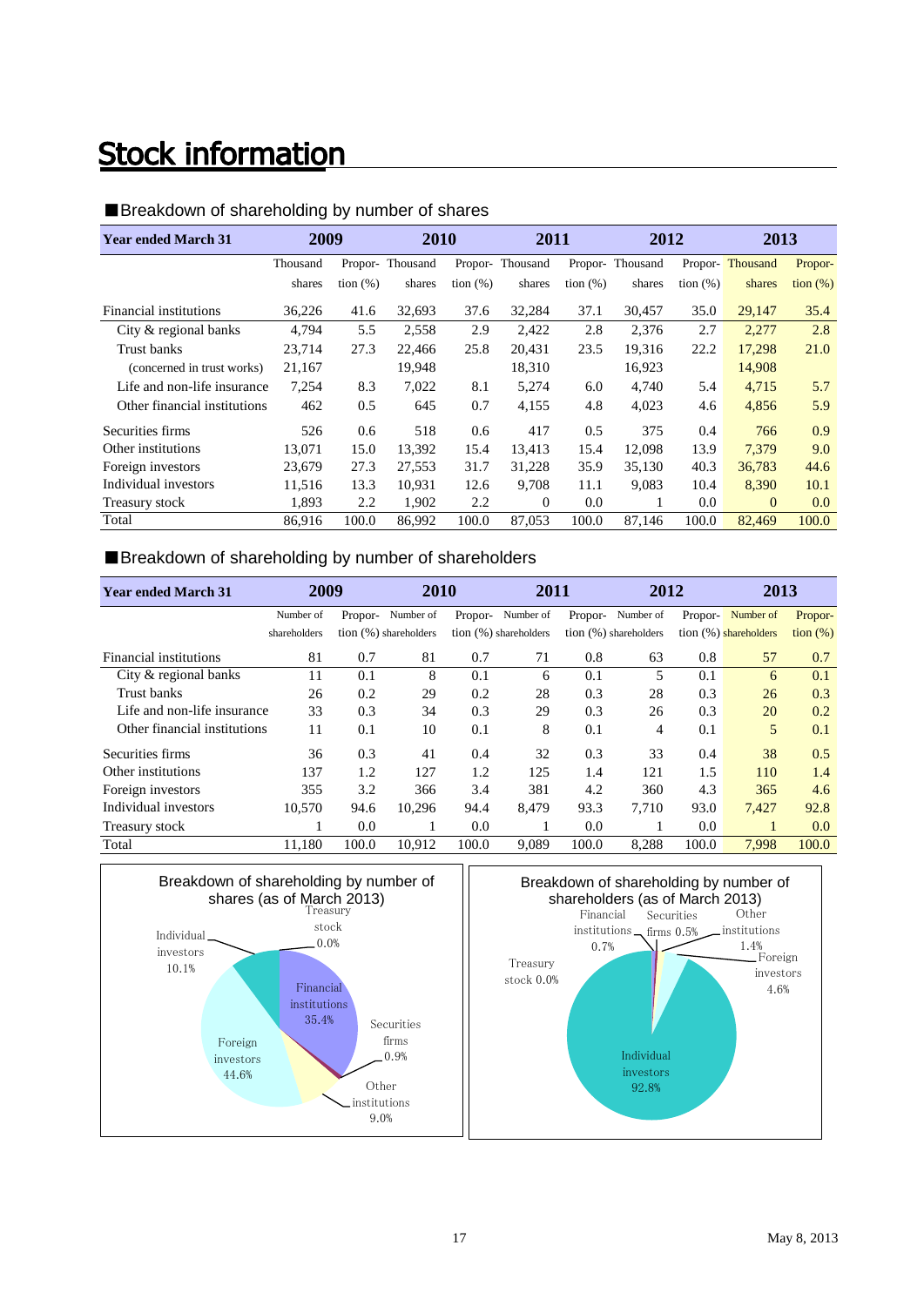# Stock information

## ■Breakdown of shareholding by number of shares

| Year ended March 31 | 2009 | | 2010 | | 2011 | | 2012 | | 2013 | |
|---|---|---|---|---|---|---|---|---|---|---|
| | Thousand shares | Propor-tion (%) | Thousand shares | Propor-tion (%) | Thousand shares | Propor-tion (%) | Thousand shares | Propor-tion (%) | Thousand shares | Propor-tion (%) |
| Financial institutions | 36,226 | 41.6 | 32,693 | 37.6 | 32,284 | 37.1 | 30,457 | 35.0 | 29,147 | 35.4 |
| City & regional banks | 4,794 | 5.5 | 2,558 | 2.9 | 2,422 | 2.8 | 2,376 | 2.7 | 2,277 | 2.8 |
| Trust banks | 23,714 | 27.3 | 22,466 | 25.8 | 20,431 | 23.5 | 19,316 | 22.2 | 17,298 | 21.0 |
| (concerned in trust works) | 21,167 | | 19,948 | | 18,310 | | 16,923 | | 14,908 | |
| Life and non-life insurance | 7,254 | 8.3 | 7,022 | 8.1 | 5,274 | 6.0 | 4,740 | 5.4 | 4,715 | 5.7 |
| Other financial institutions | 462 | 0.5 | 645 | 0.7 | 4,155 | 4.8 | 4,023 | 4.6 | 4,856 | 5.9 |
| Securities firms | 526 | 0.6 | 518 | 0.6 | 417 | 0.5 | 375 | 0.4 | 766 | 0.9 |
| Other institutions | 13,071 | 15.0 | 13,392 | 15.4 | 13,413 | 15.4 | 12,098 | 13.9 | 7,379 | 9.0 |
| Foreign investors | 23,679 | 27.3 | 27,553 | 31.7 | 31,228 | 35.9 | 35,130 | 40.3 | 36,783 | 44.6 |
| Individual investors | 11,516 | 13.3 | 10,931 | 12.6 | 9,708 | 11.1 | 9,083 | 10.4 | 8,390 | 10.1 |
| Treasury stock | 1,893 | 2.2 | 1,902 | 2.2 | 0 | 0.0 | 1 | 0.0 | 0 | 0.0 |
| Total | 86,916 | 100.0 | 86,992 | 100.0 | 87,053 | 100.0 | 87,146 | 100.0 | 82,469 | 100.0 |

## ■Breakdown of shareholding by number of shareholders

| Year ended March 31 | 2009 | | 2010 | | 2011 | | 2012 | | 2013 | |
|---|---|---|---|---|---|---|---|---|---|---|
| | Number of shareholders | Propor-tion (%) | Number of shareholders | Propor-tion (%) | Number of shareholders | Propor-tion (%) | Number of shareholders | Propor-tion (%) | Number of shareholders | Propor-tion (%) |
| Financial institutions | 81 | 0.7 | 81 | 0.7 | 71 | 0.8 | 63 | 0.8 | 57 | 0.7 |
| City & regional banks | 11 | 0.1 | 8 | 0.1 | 6 | 0.1 | 5 | 0.1 | 6 | 0.1 |
| Trust banks | 26 | 0.2 | 29 | 0.2 | 28 | 0.3 | 28 | 0.3 | 26 | 0.3 |
| Life and non-life insurance | 33 | 0.3 | 34 | 0.3 | 29 | 0.3 | 26 | 0.3 | 20 | 0.2 |
| Other financial institutions | 11 | 0.1 | 10 | 0.1 | 8 | 0.1 | 4 | 0.1 | 5 | 0.1 |
| Securities firms | 36 | 0.3 | 41 | 0.4 | 32 | 0.3 | 33 | 0.4 | 38 | 0.5 |
| Other institutions | 137 | 1.2 | 127 | 1.2 | 125 | 1.4 | 121 | 1.5 | 110 | 1.4 |
| Foreign investors | 355 | 3.2 | 366 | 3.4 | 381 | 4.2 | 360 | 4.3 | 365 | 4.6 |
| Individual investors | 10,570 | 94.6 | 10,296 | 94.4 | 8,479 | 93.3 | 7,710 | 93.0 | 7,427 | 92.8 |
| Treasury stock | 1 | 0.0 | 1 | 0.0 | 1 | 0.0 | 1 | 0.0 | 1 | 0.0 |
| Total | 11,180 | 100.0 | 10,912 | 100.0 | 9,089 | 100.0 | 8,288 | 100.0 | 7,998 | 100.0 |

Breakdown of shareholding by number of shares (as of March 2013)

Treasury stock 0.0%
Individual investors 10.1%
Financial institutions 35.4%
Securities firms 0.9%
Foreign investors 44.6%
Other institutions 9.0%

Breakdown of shareholding by number of shareholders (as of March 2013)

Financial institutions 0.7%
Securities firms 0.5%
Other institutions 1.4%
Treasury stock 0.0%
Foreign investors 4.6%
Individual investors 92.8%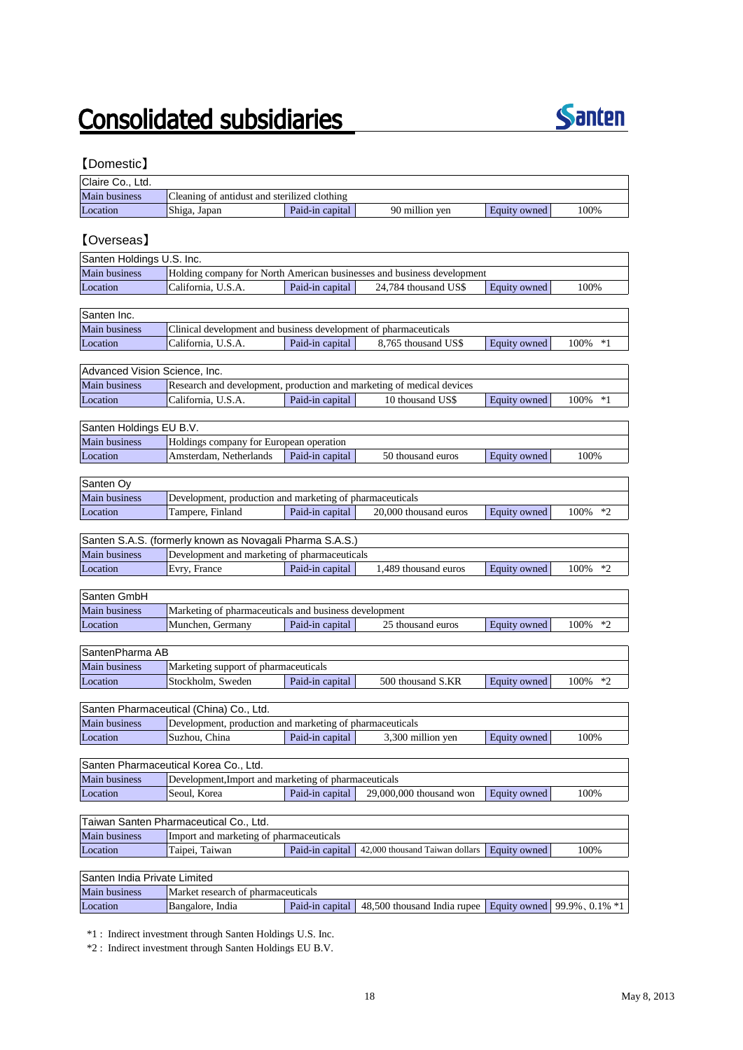# Consolidated subsidiaries

【Domestic】

| Claire Co., Ltd. | | | | | |
|---|---|---|---|---|---|
| Main business | Cleaning of antidust and sterilized clothing | | | | |
| Location | Shiga, Japan | Paid-in capital | 90 million yen | Equity owned | 100% |

【Overseas】

| Santen Holdings U.S. Inc. | | | | | |
|---|---|---|---|---|---|
| Main business | Holding company for North American businesses and business development | | | | |
| Location | California, U.S.A. | Paid-in capital | 24,784 thousand US$ | Equity owned | 100% |

| Santen Inc. | | | | | |
|---|---|---|---|---|---|
| Main business | Clinical development and business development of pharmaceuticals | | | | |
| Location | California, U.S.A. | Paid-in capital | 8,765 thousand US$ | Equity owned | 100% *1 |

| Advanced Vision Science, Inc. | | | | | |
|---|---|---|---|---|---|
| Main business | Research and development, production and marketing of medical devices | | | | |
| Location | California, U.S.A. | Paid-in capital | 10 thousand US$ | Equity owned | 100% *1 |

| Santen Holdings EU B.V. | | | | | |
|---|---|---|---|---|---|
| Main business | Holdings company for European operation | | | | |
| Location | Amsterdam, Netherlands | Paid-in capital | 50 thousand euros | Equity owned | 100% |

| Santen Oy | | | | | |
|---|---|---|---|---|---|
| Main business | Development, production and marketing of pharmaceuticals | | | | |
| Location | Tampere, Finland | Paid-in capital | 20,000 thousand euros | Equity owned | 100% *2 |

| Santen S.A.S. (formerly known as Novagali Pharma S.A.S.) | | | | | |
|---|---|---|---|---|---|
| Main business | Development and marketing of pharmaceuticals | | | | |
| Location | Evry, France | Paid-in capital | 1,489 thousand euros | Equity owned | 100% *2 |

| Santen GmbH | | | | | |
|---|---|---|---|---|---|
| Main business | Marketing of pharmaceuticals and business development | | | | |
| Location | Munchen, Germany | Paid-in capital | 25 thousand euros | Equity owned | 100% *2 |

| SantenPharma AB | | | | | |
|---|---|---|---|---|---|
| Main business | Marketing support of pharmaceuticals | | | | |
| Location | Stockholm, Sweden | Paid-in capital | 500 thousand S.KR | Equity owned | 100% *2 |

| Santen Pharmaceutical (China) Co., Ltd. | | | | | |
|---|---|---|---|---|---|
| Main business | Development, production and marketing of pharmaceuticals | | | | |
| Location | Suzhou, China | Paid-in capital | 3,300 million yen | Equity owned | 100% |

| Santen Pharmaceutical Korea Co., Ltd. | | | | | |
|---|---|---|---|---|---|
| Main business | Development,Import and marketing of pharmaceuticals | | | | |
| Location | Seoul, Korea | Paid-in capital | 29,000,000 thousand won | Equity owned | 100% |

| Taiwan Santen Pharmaceutical Co., Ltd. | | | | | |
|---|---|---|---|---|---|
| Main business | Import and marketing of pharmaceuticals | | | | |
| Location | Taipei, Taiwan | Paid-in capital | 42,000 thousand Taiwan dollars | Equity owned | 100% |

| Santen India Private Limited | | | | | |
|---|---|---|---|---|---|
| Main business | Market research of pharmaceuticals | | | | |
| Location | Bangalore, India | Paid-in capital | 48,500 thousand India rupee | Equity owned | 99.9%、0.1% *1 |

*1 : Indirect investment through Santen Holdings U.S. Inc.

*2 : Indirect investment through Santen Holdings EU B.V.

May 8, 2013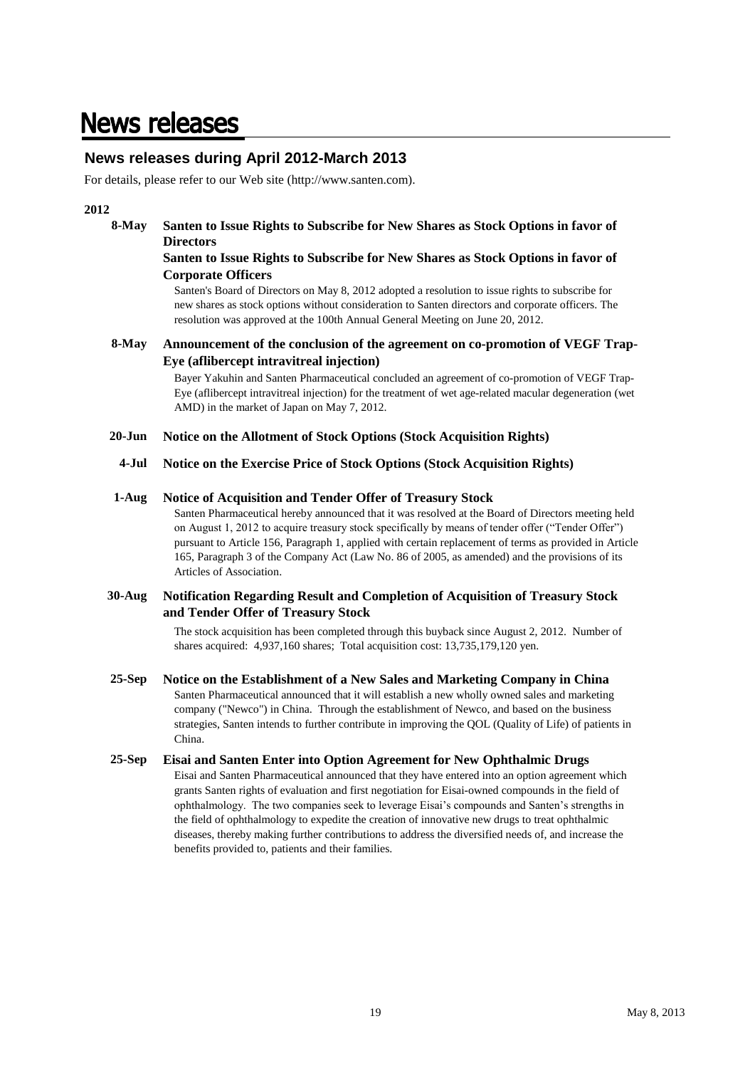# News releases

## News releases during April 2012-March 2013

For details, please refer to our Web site (http://www.santen.com).

**2012**

**8-May** **Santen to Issue Rights to Subscribe for New Shares as Stock Options in favor of Directors**

**Santen to Issue Rights to Subscribe for New Shares as Stock Options in favor of Corporate Officers**

Santen's Board of Directors on May 8, 2012 adopted a resolution to issue rights to subscribe for new shares as stock options without consideration to Santen directors and corporate officers. The resolution was approved at the 100th Annual General Meeting on June 20, 2012.

**8-May** **Announcement of the conclusion of the agreement on co-promotion of VEGF Trap-Eye (aflibercept intravitreal injection)**

Bayer Yakuhin and Santen Pharmaceutical concluded an agreement of co-promotion of VEGF Trap-Eye (aflibercept intravitreal injection) for the treatment of wet age-related macular degeneration (wet AMD) in the market of Japan on May 7, 2012.

**20-Jun** **Notice on the Allotment of Stock Options (Stock Acquisition Rights)**

**4-Jul** **Notice on the Exercise Price of Stock Options (Stock Acquisition Rights)**

**1-Aug** **Notice of Acquisition and Tender Offer of Treasury Stock**

Santen Pharmaceutical hereby announced that it was resolved at the Board of Directors meeting held on August 1, 2012 to acquire treasury stock specifically by means of tender offer ("Tender Offer") pursuant to Article 156, Paragraph 1, applied with certain replacement of terms as provided in Article 165, Paragraph 3 of the Company Act (Law No. 86 of 2005, as amended) and the provisions of its Articles of Association.

**30-Aug** **Notification Regarding Result and Completion of Acquisition of Treasury Stock and Tender Offer of Treasury Stock**

The stock acquisition has been completed through this buyback since August 2, 2012. Number of shares acquired: 4,937,160 shares; Total acquisition cost: 13,735,179,120 yen.

**25-Sep** **Notice on the Establishment of a New Sales and Marketing Company in China**

Santen Pharmaceutical announced that it will establish a new wholly owned sales and marketing company ("Newco") in China. Through the establishment of Newco, and based on the business strategies, Santen intends to further contribute in improving the QOL (Quality of Life) of patients in China.

**25-Sep** **Eisai and Santen Enter into Option Agreement for New Ophthalmic Drugs**

Eisai and Santen Pharmaceutical announced that they have entered into an option agreement which grants Santen rights of evaluation and first negotiation for Eisai-owned compounds in the field of ophthalmology. The two companies seek to leverage Eisai's compounds and Santen's strengths in the field of ophthalmology to expedite the creation of innovative new drugs to treat ophthalmic diseases, thereby making further contributions to address the diversified needs of, and increase the benefits provided to, patients and their families.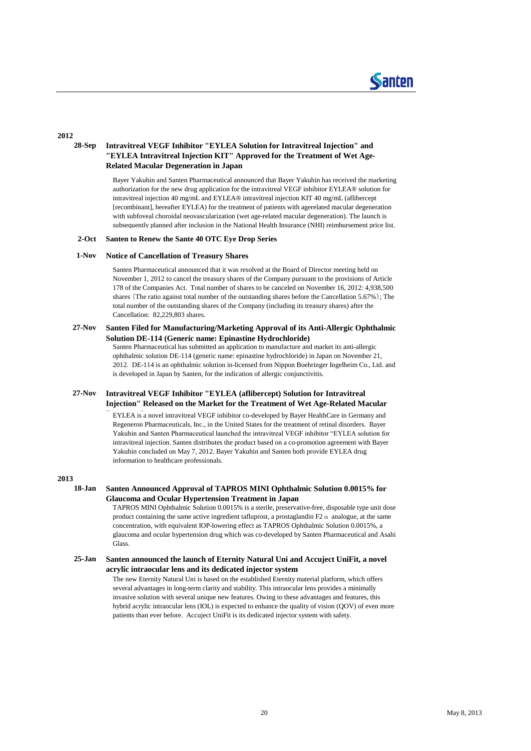## 2012

**28-Sep Intravitreal VEGF Inhibitor "EYLEA Solution for Intravitreal Injection" and "EYLEA Intravitreal Injection KIT" Approved for the Treatment of Wet Age-Related Macular Degeneration in Japan**

Bayer Yakuhin and Santen Pharmaceutical announced that Bayer Yakuhin has received the marketing authorization for the new drug application for the intravitreal VEGF inhibitor EYLEA® solution for intravitreal injection 40 mg/mL and EYLEA® intravitreal injection KIT 40 mg/mL (aflibercept [recombinant], hereafter EYLEA) for the treatment of patients with agerelated macular degeneration with subfoveal choroidal neovascularization (wet age-related macular degeneration). The launch is subsequently planned after inclusion in the National Health Insurance (NHI) reimbursement price list.

**2-Oct Santen to Renew the Sante 40 OTC Eye Drop Series**

**1-Nov Notice of Cancellation of Treasury Shares**

Santen Pharmaceutical announced that it was resolved at the Board of Director meeting held on November 1, 2012 to cancel the treasury shares of the Company pursuant to the provisions of Article 178 of the Companies Act. Total number of shares to be canceled on November 16, 2012: 4,938,500 shares（The ratio against total number of the outstanding shares before the Cancellation 5.67%）; The total number of the outstanding shares of the Company (including its treasury shares) after the Cancellation: 82,229,803 shares.

**27-Nov Santen Filed for Manufacturing/Marketing Approval of its Anti-Allergic Ophthalmic Solution DE-114 (Generic name: Epinastine Hydrochloride)**

Santen Pharmaceutical has submitted an application to manufacture and market its anti-allergic ophthalmic solution DE-114 (generic name: epinastine hydrochloride) in Japan on November 21, 2012. DE-114 is an ophthalmic solution in-licensed from Nippon Boehringer Ingelheim Co., Ltd. and is developed in Japan by Santen, for the indication of allergic conjunctivitis.

**27-Nov Intravitreal VEGF Inhibitor "EYLEA (aflibercept) Solution for Intravitreal Injection" Released on the Market for the Treatment of Wet Age-Related Macular Degeneration**

EYLEA is a novel intravitreal VEGF inhibitor co-developed by Bayer HealthCare in Germany and Regeneron Pharmaceuticals, Inc., in the United States for the treatment of retinal disorders. Bayer Yakuhin and Santen Pharmaceutical launched the intravitreal VEGF inhibitor "EYLEA solution for intravitreal injection. Santen distributes the product based on a co-promotion agreement with Bayer Yakuhin concluded on May 7, 2012. Bayer Yakuhin and Santen both provide EYLEA drug information to healthcare professionals.

## 2013

**18-Jan Santen Announced Approval of TAPROS MINI Ophthalmic Solution 0.0015% for Glaucoma and Ocular Hypertension Treatment in Japan**

TAPROS MINI Ophthalmic Solution 0.0015% is a sterile, preservative-free, disposable type unit dose product containing the same active ingredient tafluprost, a prostaglandin F2 $\alpha$ analogue, at the same concentration, with equivalent IOP-lowering effect as TAPROS Ophthalmic Solution 0.0015%, a glaucoma and ocular hypertension drug which was co-developed by Santen Pharmaceutical and Asahi Glass.

**25-Jan Santen announced the launch of Eternity Natural Uni and Accuject UniFit, a novel acrylic intraocular lens and its dedicated injector system**

The new Eternity Natural Uni is based on the established Eternity material platform, which offers several advantages in long-term clarity and stability. This intraocular lens provides a minimally invasive solution with several unique new features. Owing to these advantages and features, this hybrid acrylic intraocular lens (IOL) is expected to enhance the quality of vision (QOV) of even more patients than ever before. Accuject UniFit is its dedicated injector system with safety.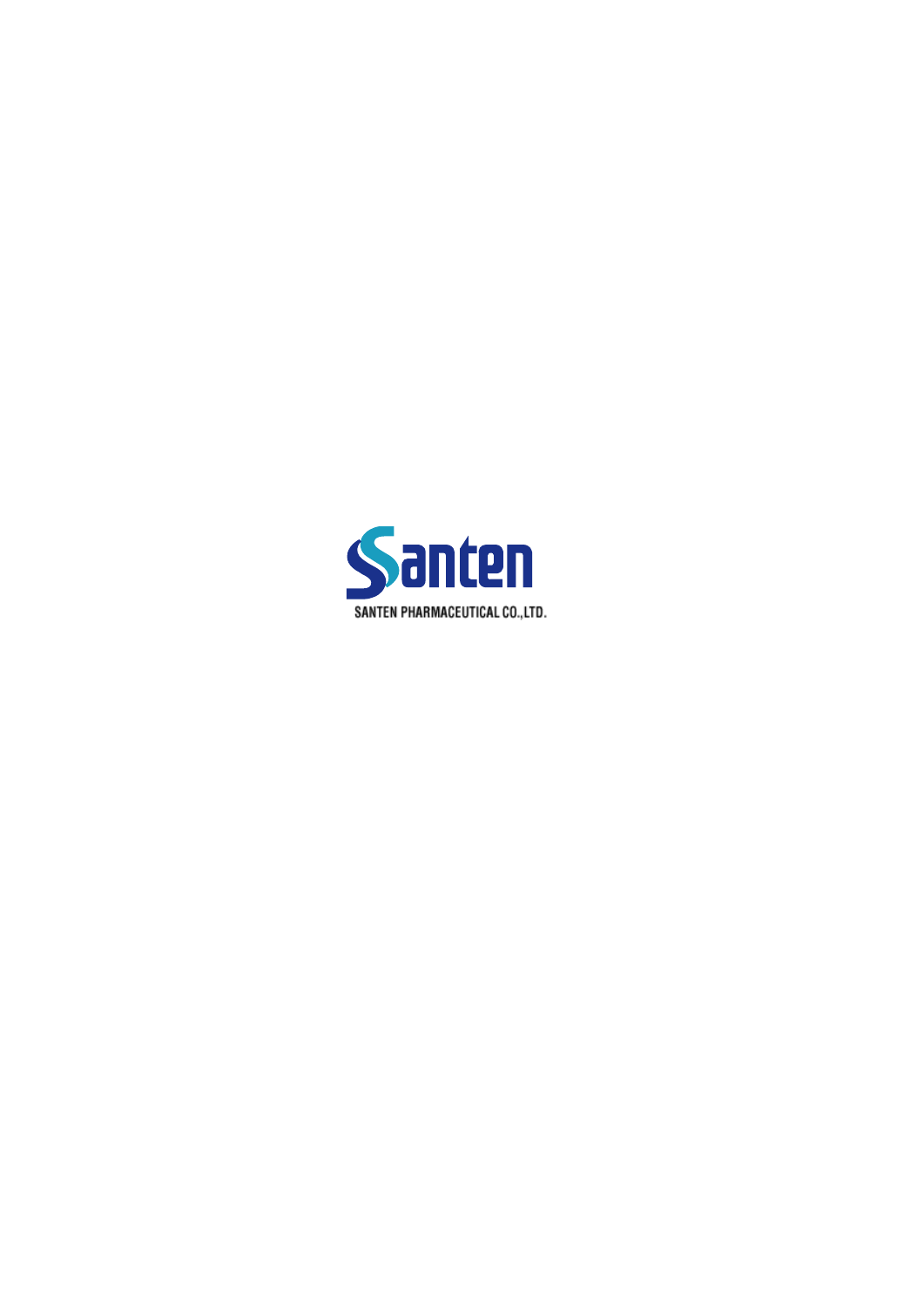Santen

SANTEN PHARMACEUTICAL CO.,LTD.